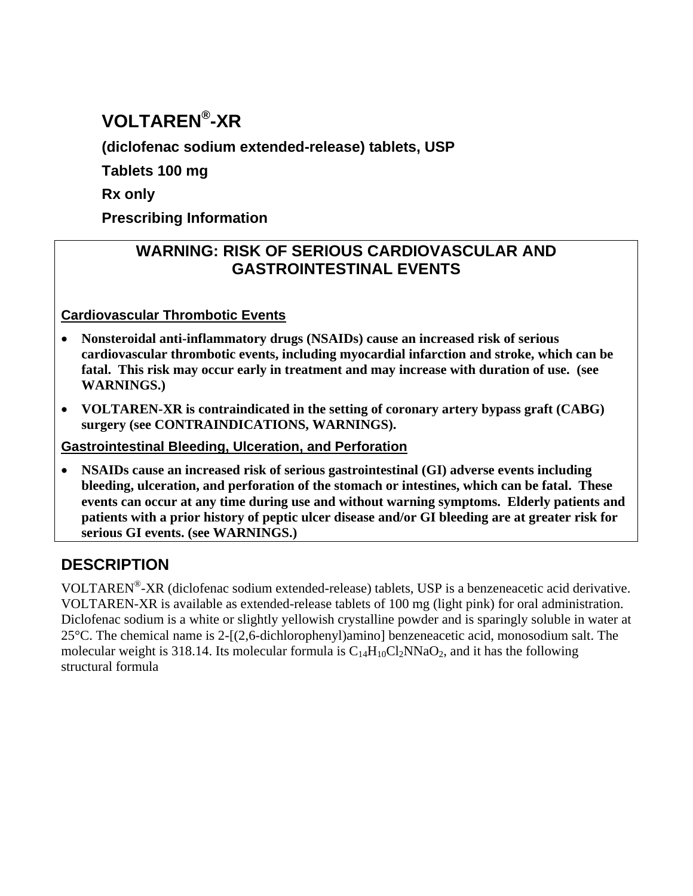# VOLTAREN®-XR

**(diclofenac sodium extended-release) tablets, USP**

**Tablets 100 mg**

**Rx only**

**Prescribing Information**

## WARNING: RISK OF SERIOUS CARDIOVASCULAR AND GASTROINTESTINAL EVENTS

**Cardiovascular Thrombotic Events**

- **Nonsteroidal anti-inflammatory drugs (NSAIDs) cause an increased risk of serious cardiovascular thrombotic events, including myocardial infarction and stroke, which can be fatal. This risk may occur early in treatment and may increase with duration of use. (see WARNINGS.)**
- **VOLTAREN-XR is contraindicated in the setting of coronary artery bypass graft (CABG) surgery (see CONTRAINDICATIONS, WARNINGS).**

**Gastrointestinal Bleeding, Ulceration, and Perforation**

- **NSAIDs cause an increased risk of serious gastrointestinal (GI) adverse events including bleeding, ulceration, and perforation of the stomach or intestines, which can be fatal. These events can occur at any time during use and without warning symptoms. Elderly patients and patients with a prior history of peptic ulcer disease and/or GI bleeding are at greater risk for serious GI events. (see WARNINGS.)**

## DESCRIPTION

VOLTAREN®-XR (diclofenac sodium extended-release) tablets, USP is a benzeneacetic acid derivative. VOLTAREN-XR is available as extended-release tablets of 100 mg (light pink) for oral administration. Diclofenac sodium is a white or slightly yellowish crystalline powder and is sparingly soluble in water at 25°C. The chemical name is 2-[(2,6-dichlorophenyl)amino] benzeneacetic acid, monosodium salt. The molecular weight is 318.14. Its molecular formula is $C_{14}H_{10}Cl_2NNaO_2$, and it has the following structural formula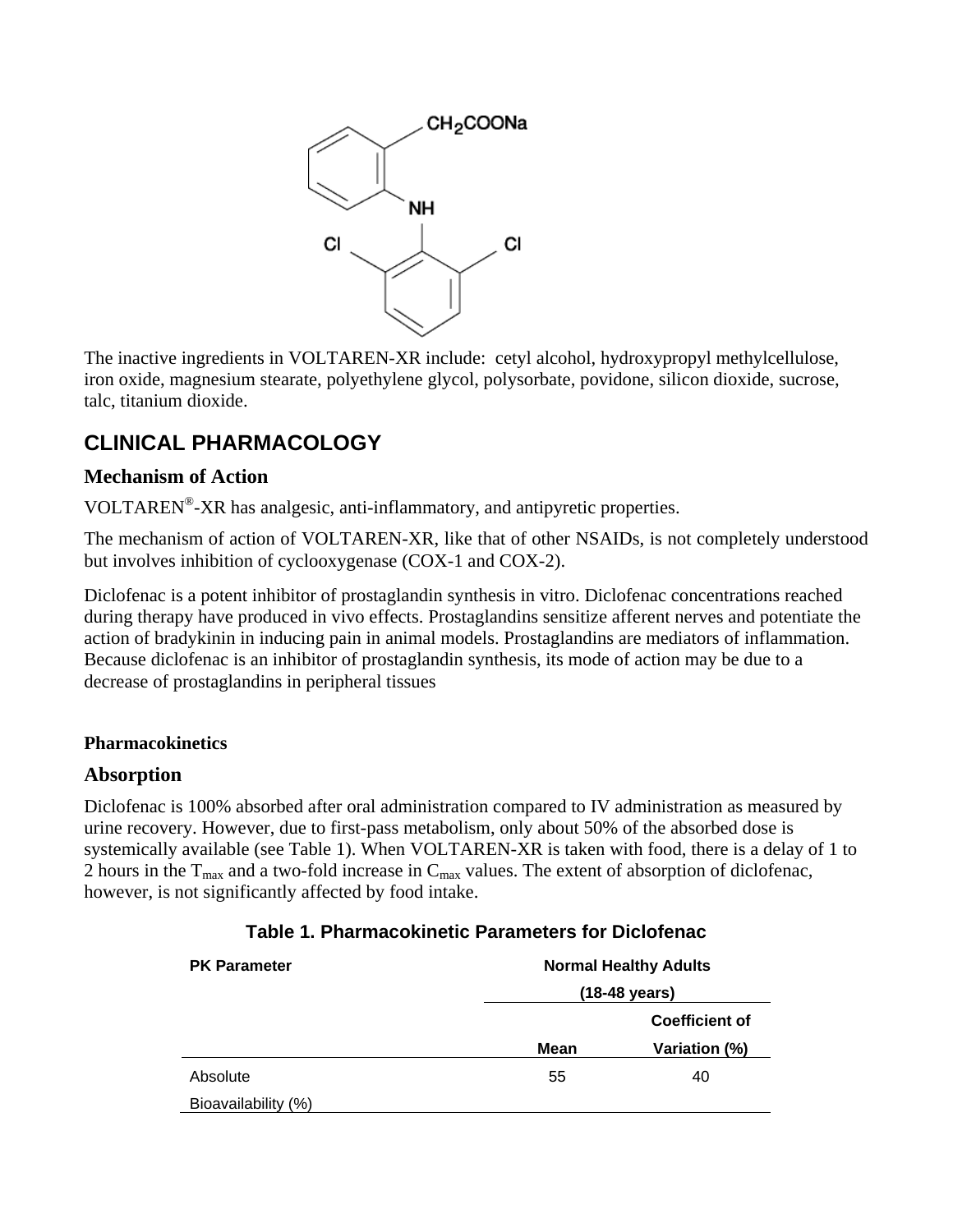The inactive ingredients in VOLTAREN-XR include: cetyl alcohol, hydroxypropyl methylcellulose, iron oxide, magnesium stearate, polyethylene glycol, polysorbate, povidone, silicon dioxide, sucrose, talc, titanium dioxide.

## CLINICAL PHARMACOLOGY

### Mechanism of Action

VOLTAREN®-XR has analgesic, anti-inflammatory, and antipyretic properties.

The mechanism of action of VOLTAREN-XR, like that of other NSAIDs, is not completely understood but involves inhibition of cyclooxygenase (COX-1 and COX-2).

Diclofenac is a potent inhibitor of prostaglandin synthesis in vitro. Diclofenac concentrations reached during therapy have produced in vivo effects. Prostaglandins sensitize afferent nerves and potentiate the action of bradykinin in inducing pain in animal models. Prostaglandins are mediators of inflammation. Because diclofenac is an inhibitor of prostaglandin synthesis, its mode of action may be due to a decrease of prostaglandins in peripheral tissues

**Pharmacokinetics**

### Absorption

Diclofenac is 100% absorbed after oral administration compared to IV administration as measured by urine recovery. However, due to first-pass metabolism, only about 50% of the absorbed dose is systemically available (see Table 1). When VOLTAREN-XR is taken with food, there is a delay of 1 to 2 hours in the $T_{max}$ and a two-fold increase in $C_{max}$ values. The extent of absorption of diclofenac, however, is not significantly affected by food intake.

**Table 1. Pharmacokinetic Parameters for Diclofenac**

| PK Parameter | Normal Healthy Adults (18-48 years) | |
|---|---|---|
| | Mean | Coefficient of Variation (%) |
| Absolute Bioavailability (%) | 55 | 40 |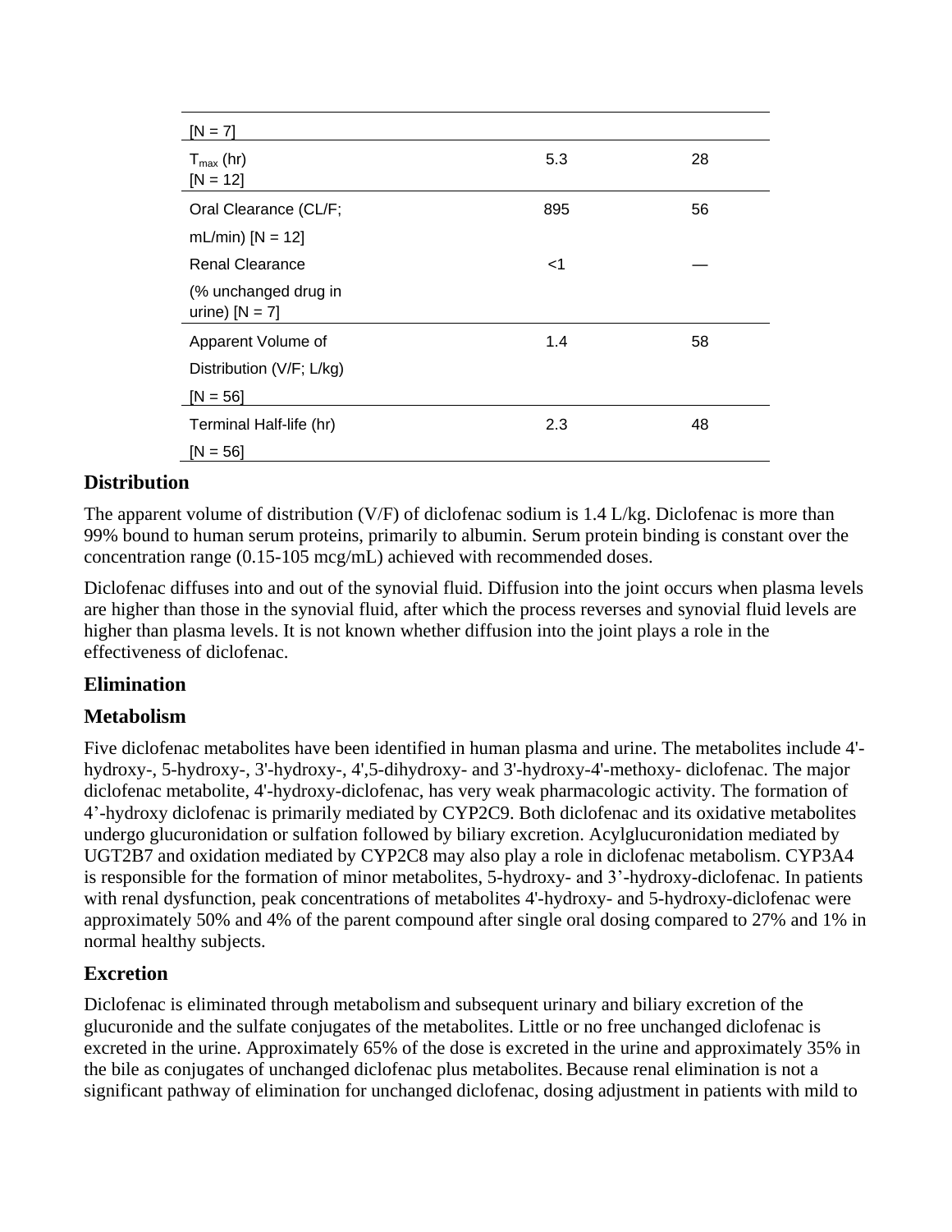| | | |
|---|---|---|
| [N = 7] | | |
| $T_{max}$ (hr) [N = 12] | 5.3 | 28 |
| Oral Clearance (CL/F; mL/min) [N = 12] | 895 | 56 |
| Renal Clearance (% unchanged drug in urine) [N = 7] | <1 | — |
| Apparent Volume of Distribution (V/F; L/kg) [N = 56] | 1.4 | 58 |
| Terminal Half-life (hr) [N = 56] | 2.3 | 48 |

## Distribution

The apparent volume of distribution (V/F) of diclofenac sodium is 1.4 L/kg. Diclofenac is more than 99% bound to human serum proteins, primarily to albumin. Serum protein binding is constant over the concentration range (0.15-105 mcg/mL) achieved with recommended doses.

Diclofenac diffuses into and out of the synovial fluid. Diffusion into the joint occurs when plasma levels are higher than those in the synovial fluid, after which the process reverses and synovial fluid levels are higher than plasma levels. It is not known whether diffusion into the joint plays a role in the effectiveness of diclofenac.

## Elimination

## Metabolism

Five diclofenac metabolites have been identified in human plasma and urine. The metabolites include 4'-hydroxy-, 5-hydroxy-, 3'-hydroxy-, 4',5-dihydroxy- and 3'-hydroxy-4'-methoxy- diclofenac. The major diclofenac metabolite, 4'-hydroxy-diclofenac, has very weak pharmacologic activity. The formation of 4'-hydroxy diclofenac is primarily mediated by CYP2C9. Both diclofenac and its oxidative metabolites undergo glucuronidation or sulfation followed by biliary excretion. Acylglucuronidation mediated by UGT2B7 and oxidation mediated by CYP2C8 may also play a role in diclofenac metabolism. CYP3A4 is responsible for the formation of minor metabolites, 5-hydroxy- and 3'-hydroxy-diclofenac. In patients with renal dysfunction, peak concentrations of metabolites 4'-hydroxy- and 5-hydroxy-diclofenac were approximately 50% and 4% of the parent compound after single oral dosing compared to 27% and 1% in normal healthy subjects.

## Excretion

Diclofenac is eliminated through metabolism and subsequent urinary and biliary excretion of the glucuronide and the sulfate conjugates of the metabolites. Little or no free unchanged diclofenac is excreted in the urine. Approximately 65% of the dose is excreted in the urine and approximately 35% in the bile as conjugates of unchanged diclofenac plus metabolites. Because renal elimination is not a significant pathway of elimination for unchanged diclofenac, dosing adjustment in patients with mild to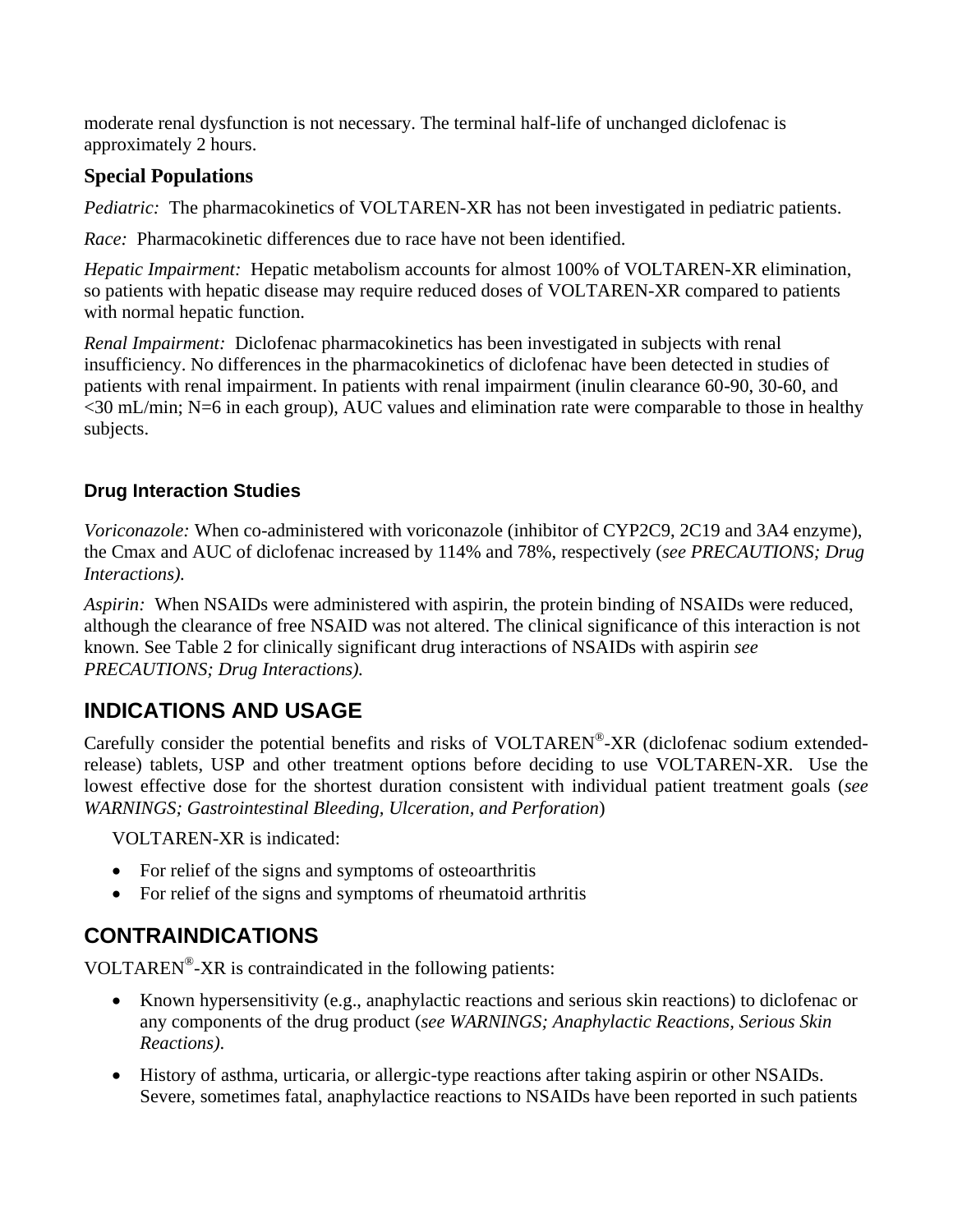moderate renal dysfunction is not necessary. The terminal half-life of unchanged diclofenac is approximately 2 hours.

### Special Populations

*Pediatric:* The pharmacokinetics of VOLTAREN-XR has not been investigated in pediatric patients.

*Race:* Pharmacokinetic differences due to race have not been identified.

*Hepatic Impairment:* Hepatic metabolism accounts for almost 100% of VOLTAREN-XR elimination, so patients with hepatic disease may require reduced doses of VOLTAREN-XR compared to patients with normal hepatic function.

*Renal Impairment:* Diclofenac pharmacokinetics has been investigated in subjects with renal insufficiency. No differences in the pharmacokinetics of diclofenac have been detected in studies of patients with renal impairment. In patients with renal impairment (inulin clearance 60-90, 30-60, and <30 mL/min; N=6 in each group), AUC values and elimination rate were comparable to those in healthy subjects.

### Drug Interaction Studies

*Voriconazole:* When co-administered with voriconazole (inhibitor of CYP2C9, 2C19 and 3A4 enzyme), the Cmax and AUC of diclofenac increased by 114% and 78%, respectively (*see PRECAUTIONS; Drug Interactions).*

*Aspirin:* When NSAIDs were administered with aspirin, the protein binding of NSAIDs were reduced, although the clearance of free NSAID was not altered. The clinical significance of this interaction is not known. See Table 2 for clinically significant drug interactions of NSAIDs with aspirin *see PRECAUTIONS; Drug Interactions).*

## INDICATIONS AND USAGE

Carefully consider the potential benefits and risks of VOLTAREN®-XR (diclofenac sodium extended-release) tablets, USP and other treatment options before deciding to use VOLTAREN-XR. Use the lowest effective dose for the shortest duration consistent with individual patient treatment goals (*see WARNINGS; Gastrointestinal Bleeding, Ulceration, and Perforation*)

VOLTAREN-XR is indicated:

- For relief of the signs and symptoms of osteoarthritis
- For relief of the signs and symptoms of rheumatoid arthritis

## CONTRAINDICATIONS

VOLTAREN®-XR is contraindicated in the following patients:

- Known hypersensitivity (e.g., anaphylactic reactions and serious skin reactions) to diclofenac or any components of the drug product (*see WARNINGS; Anaphylactic Reactions, Serious Skin Reactions).*
- History of asthma, urticaria, or allergic-type reactions after taking aspirin or other NSAIDs. Severe, sometimes fatal, anaphylactice reactions to NSAIDs have been reported in such patients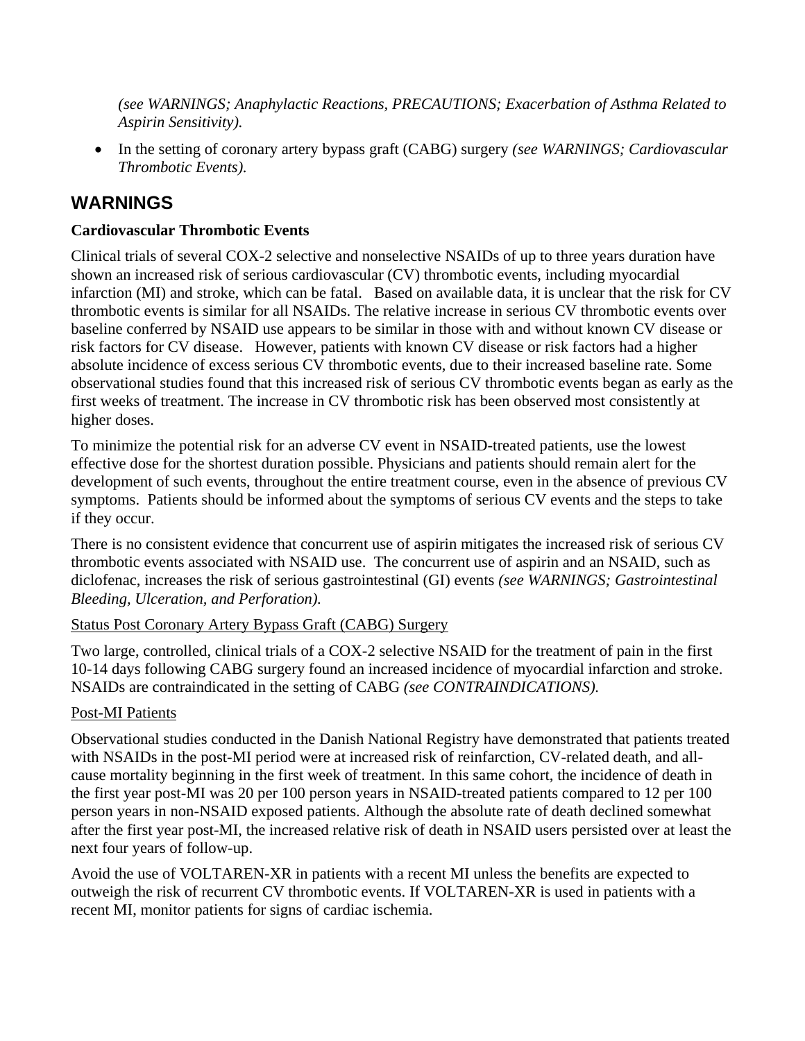*(see WARNINGS; Anaphylactic Reactions, PRECAUTIONS; Exacerbation of Asthma Related to Aspirin Sensitivity).*

- In the setting of coronary artery bypass graft (CABG) surgery *(see WARNINGS; Cardiovascular Thrombotic Events).*

## WARNINGS

**Cardiovascular Thrombotic Events**

Clinical trials of several COX-2 selective and nonselective NSAIDs of up to three years duration have shown an increased risk of serious cardiovascular (CV) thrombotic events, including myocardial infarction (MI) and stroke, which can be fatal. Based on available data, it is unclear that the risk for CV thrombotic events is similar for all NSAIDs. The relative increase in serious CV thrombotic events over baseline conferred by NSAID use appears to be similar in those with and without known CV disease or risk factors for CV disease. However, patients with known CV disease or risk factors had a higher absolute incidence of excess serious CV thrombotic events, due to their increased baseline rate. Some observational studies found that this increased risk of serious CV thrombotic events began as early as the first weeks of treatment. The increase in CV thrombotic risk has been observed most consistently at higher doses.

To minimize the potential risk for an adverse CV event in NSAID-treated patients, use the lowest effective dose for the shortest duration possible. Physicians and patients should remain alert for the development of such events, throughout the entire treatment course, even in the absence of previous CV symptoms. Patients should be informed about the symptoms of serious CV events and the steps to take if they occur.

There is no consistent evidence that concurrent use of aspirin mitigates the increased risk of serious CV thrombotic events associated with NSAID use. The concurrent use of aspirin and an NSAID, such as diclofenac, increases the risk of serious gastrointestinal (GI) events *(see WARNINGS; Gastrointestinal Bleeding, Ulceration, and Perforation).*

<u>Status Post Coronary Artery Bypass Graft (CABG) Surgery</u>

Two large, controlled, clinical trials of a COX-2 selective NSAID for the treatment of pain in the first 10-14 days following CABG surgery found an increased incidence of myocardial infarction and stroke. NSAIDs are contraindicated in the setting of CABG *(see CONTRAINDICATIONS).*

<u>Post-MI Patients</u>

Observational studies conducted in the Danish National Registry have demonstrated that patients treated with NSAIDs in the post-MI period were at increased risk of reinfarction, CV-related death, and all-cause mortality beginning in the first week of treatment. In this same cohort, the incidence of death in the first year post-MI was 20 per 100 person years in NSAID-treated patients compared to 12 per 100 person years in non-NSAID exposed patients. Although the absolute rate of death declined somewhat after the first year post-MI, the increased relative risk of death in NSAID users persisted over at least the next four years of follow-up.

Avoid the use of VOLTAREN-XR in patients with a recent MI unless the benefits are expected to outweigh the risk of recurrent CV thrombotic events. If VOLTAREN-XR is used in patients with a recent MI, monitor patients for signs of cardiac ischemia.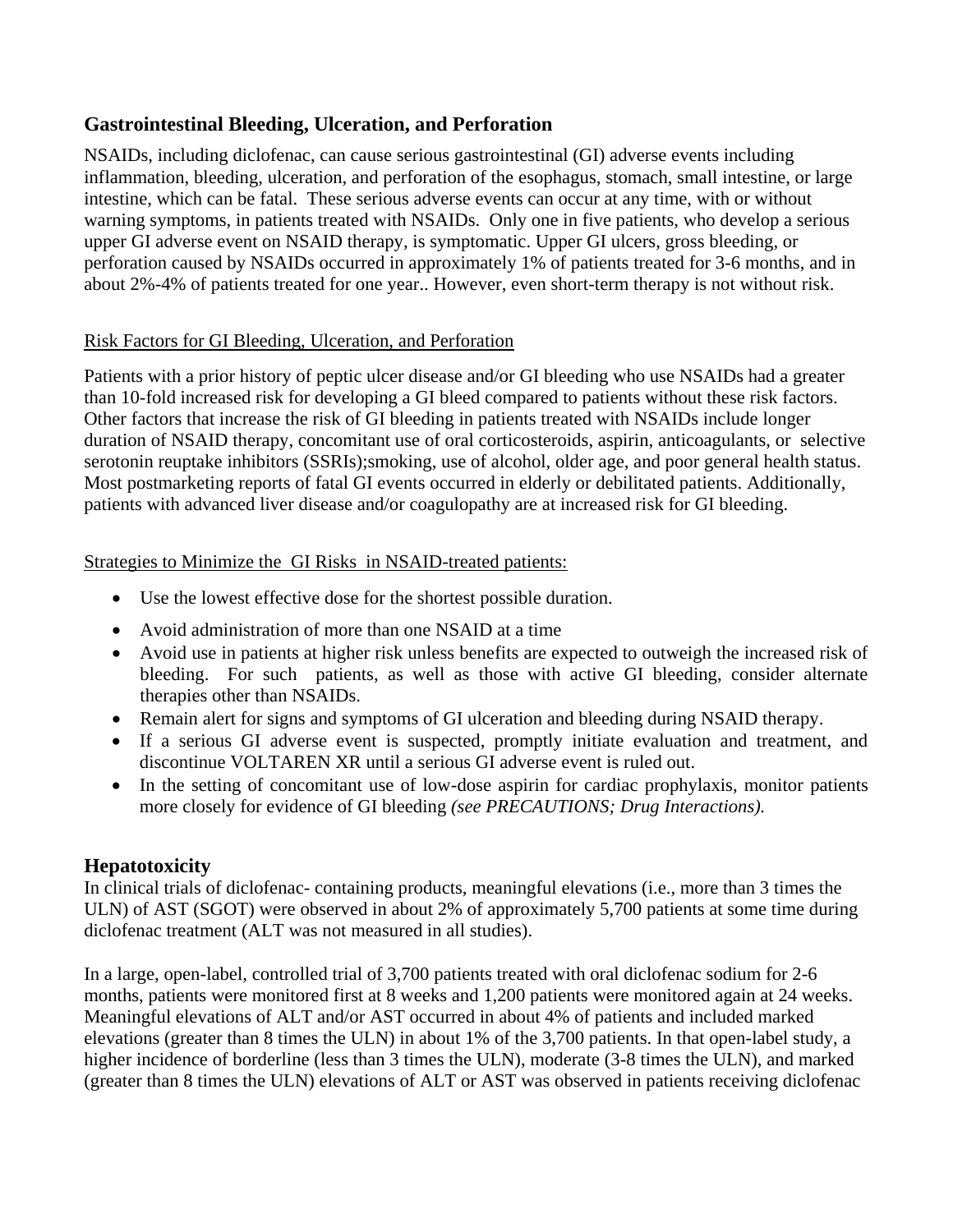## Gastrointestinal Bleeding, Ulceration, and Perforation

NSAIDs, including diclofenac, can cause serious gastrointestinal (GI) adverse events including inflammation, bleeding, ulceration, and perforation of the esophagus, stomach, small intestine, or large intestine, which can be fatal. These serious adverse events can occur at any time, with or without warning symptoms, in patients treated with NSAIDs. Only one in five patients, who develop a serious upper GI adverse event on NSAID therapy, is symptomatic. Upper GI ulcers, gross bleeding, or perforation caused by NSAIDs occurred in approximately 1% of patients treated for 3-6 months, and in about 2%-4% of patients treated for one year.. However, even short-term therapy is not without risk.

Risk Factors for GI Bleeding, Ulceration, and Perforation

Patients with a prior history of peptic ulcer disease and/or GI bleeding who use NSAIDs had a greater than 10-fold increased risk for developing a GI bleed compared to patients without these risk factors. Other factors that increase the risk of GI bleeding in patients treated with NSAIDs include longer duration of NSAID therapy, concomitant use of oral corticosteroids, aspirin, anticoagulants, or selective serotonin reuptake inhibitors (SSRIs);smoking, use of alcohol, older age, and poor general health status. Most postmarketing reports of fatal GI events occurred in elderly or debilitated patients. Additionally, patients with advanced liver disease and/or coagulopathy are at increased risk for GI bleeding.

Strategies to Minimize the GI Risks in NSAID-treated patients:

- Use the lowest effective dose for the shortest possible duration.
- Avoid administration of more than one NSAID at a time
- Avoid use in patients at higher risk unless benefits are expected to outweigh the increased risk of bleeding. For such patients, as well as those with active GI bleeding, consider alternate therapies other than NSAIDs.
- Remain alert for signs and symptoms of GI ulceration and bleeding during NSAID therapy.
- If a serious GI adverse event is suspected, promptly initiate evaluation and treatment, and discontinue VOLTAREN XR until a serious GI adverse event is ruled out.
- In the setting of concomitant use of low-dose aspirin for cardiac prophylaxis, monitor patients more closely for evidence of GI bleeding *(see PRECAUTIONS; Drug Interactions).*

## Hepatotoxicity

In clinical trials of diclofenac- containing products, meaningful elevations (i.e., more than 3 times the ULN) of AST (SGOT) were observed in about 2% of approximately 5,700 patients at some time during diclofenac treatment (ALT was not measured in all studies).

In a large, open-label, controlled trial of 3,700 patients treated with oral diclofenac sodium for 2-6 months, patients were monitored first at 8 weeks and 1,200 patients were monitored again at 24 weeks. Meaningful elevations of ALT and/or AST occurred in about 4% of patients and included marked elevations (greater than 8 times the ULN) in about 1% of the 3,700 patients. In that open-label study, a higher incidence of borderline (less than 3 times the ULN), moderate (3-8 times the ULN), and marked (greater than 8 times the ULN) elevations of ALT or AST was observed in patients receiving diclofenac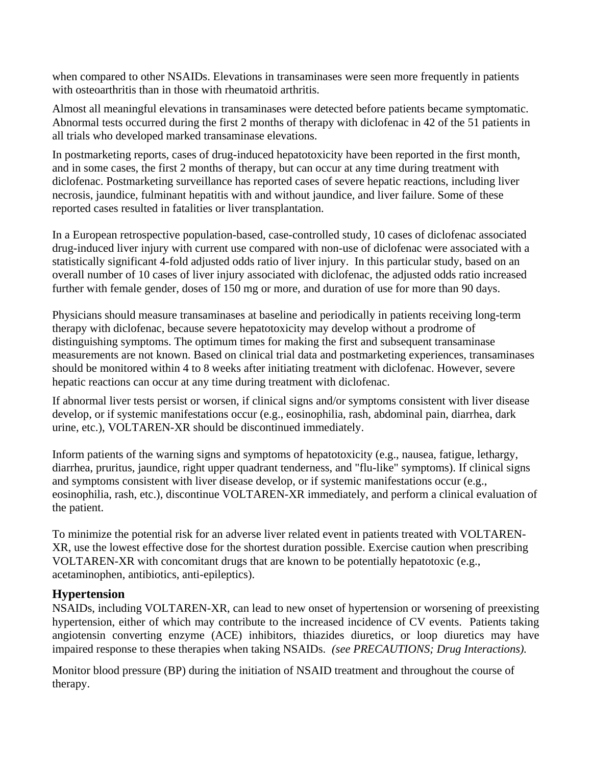when compared to other NSAIDs. Elevations in transaminases were seen more frequently in patients with osteoarthritis than in those with rheumatoid arthritis.

Almost all meaningful elevations in transaminases were detected before patients became symptomatic. Abnormal tests occurred during the first 2 months of therapy with diclofenac in 42 of the 51 patients in all trials who developed marked transaminase elevations.

In postmarketing reports, cases of drug-induced hepatotoxicity have been reported in the first month, and in some cases, the first 2 months of therapy, but can occur at any time during treatment with diclofenac. Postmarketing surveillance has reported cases of severe hepatic reactions, including liver necrosis, jaundice, fulminant hepatitis with and without jaundice, and liver failure. Some of these reported cases resulted in fatalities or liver transplantation.

In a European retrospective population-based, case-controlled study, 10 cases of diclofenac associated drug-induced liver injury with current use compared with non-use of diclofenac were associated with a statistically significant 4-fold adjusted odds ratio of liver injury. In this particular study, based on an overall number of 10 cases of liver injury associated with diclofenac, the adjusted odds ratio increased further with female gender, doses of 150 mg or more, and duration of use for more than 90 days.

Physicians should measure transaminases at baseline and periodically in patients receiving long-term therapy with diclofenac, because severe hepatotoxicity may develop without a prodrome of distinguishing symptoms. The optimum times for making the first and subsequent transaminase measurements are not known. Based on clinical trial data and postmarketing experiences, transaminases should be monitored within 4 to 8 weeks after initiating treatment with diclofenac. However, severe hepatic reactions can occur at any time during treatment with diclofenac.

If abnormal liver tests persist or worsen, if clinical signs and/or symptoms consistent with liver disease develop, or if systemic manifestations occur (e.g., eosinophilia, rash, abdominal pain, diarrhea, dark urine, etc.), VOLTAREN-XR should be discontinued immediately.

Inform patients of the warning signs and symptoms of hepatotoxicity (e.g., nausea, fatigue, lethargy, diarrhea, pruritus, jaundice, right upper quadrant tenderness, and "flu-like" symptoms). If clinical signs and symptoms consistent with liver disease develop, or if systemic manifestations occur (e.g., eosinophilia, rash, etc.), discontinue VOLTAREN-XR immediately, and perform a clinical evaluation of the patient.

To minimize the potential risk for an adverse liver related event in patients treated with VOLTAREN-XR, use the lowest effective dose for the shortest duration possible. Exercise caution when prescribing VOLTAREN-XR with concomitant drugs that are known to be potentially hepatotoxic (e.g., acetaminophen, antibiotics, anti-epileptics).

### Hypertension

NSAIDs, including VOLTAREN-XR, can lead to new onset of hypertension or worsening of preexisting hypertension, either of which may contribute to the increased incidence of CV events. Patients taking angiotensin converting enzyme (ACE) inhibitors, thiazides diuretics, or loop diuretics may have impaired response to these therapies when taking NSAIDs. *(see PRECAUTIONS; Drug Interactions).*

Monitor blood pressure (BP) during the initiation of NSAID treatment and throughout the course of therapy.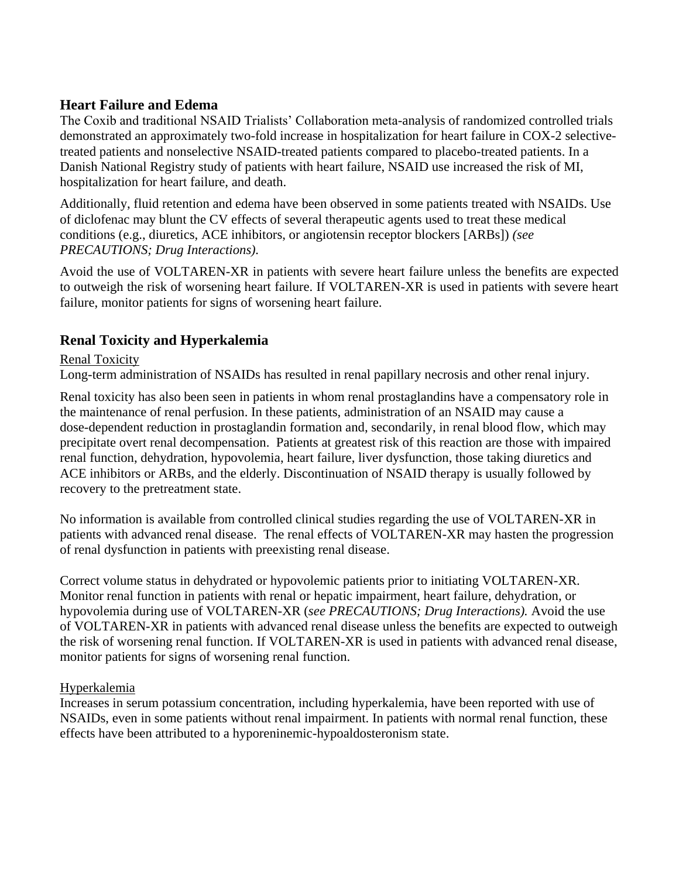### Heart Failure and Edema

The Coxib and traditional NSAID Trialists' Collaboration meta-analysis of randomized controlled trials demonstrated an approximately two-fold increase in hospitalization for heart failure in COX-2 selective-treated patients and nonselective NSAID-treated patients compared to placebo-treated patients. In a Danish National Registry study of patients with heart failure, NSAID use increased the risk of MI, hospitalization for heart failure, and death.

Additionally, fluid retention and edema have been observed in some patients treated with NSAIDs. Use of diclofenac may blunt the CV effects of several therapeutic agents used to treat these medical conditions (e.g., diuretics, ACE inhibitors, or angiotensin receptor blockers [ARBs]) *(see PRECAUTIONS; Drug Interactions).*

Avoid the use of VOLTAREN-XR in patients with severe heart failure unless the benefits are expected to outweigh the risk of worsening heart failure. If VOLTAREN-XR is used in patients with severe heart failure, monitor patients for signs of worsening heart failure.

### Renal Toxicity and Hyperkalemia

Renal Toxicity

Long-term administration of NSAIDs has resulted in renal papillary necrosis and other renal injury.

Renal toxicity has also been seen in patients in whom renal prostaglandins have a compensatory role in the maintenance of renal perfusion. In these patients, administration of an NSAID may cause a dose-dependent reduction in prostaglandin formation and, secondarily, in renal blood flow, which may precipitate overt renal decompensation. Patients at greatest risk of this reaction are those with impaired renal function, dehydration, hypovolemia, heart failure, liver dysfunction, those taking diuretics and ACE inhibitors or ARBs, and the elderly. Discontinuation of NSAID therapy is usually followed by recovery to the pretreatment state.

No information is available from controlled clinical studies regarding the use of VOLTAREN-XR in patients with advanced renal disease. The renal effects of VOLTAREN-XR may hasten the progression of renal dysfunction in patients with preexisting renal disease.

Correct volume status in dehydrated or hypovolemic patients prior to initiating VOLTAREN-XR. Monitor renal function in patients with renal or hepatic impairment, heart failure, dehydration, or hypovolemia during use of VOLTAREN-XR (*see PRECAUTIONS; Drug Interactions).* Avoid the use of VOLTAREN-XR in patients with advanced renal disease unless the benefits are expected to outweigh the risk of worsening renal function. If VOLTAREN-XR is used in patients with advanced renal disease, monitor patients for signs of worsening renal function.

Hyperkalemia

Increases in serum potassium concentration, including hyperkalemia, have been reported with use of NSAIDs, even in some patients without renal impairment. In patients with normal renal function, these effects have been attributed to a hyporeninemic-hypoaldosteronism state.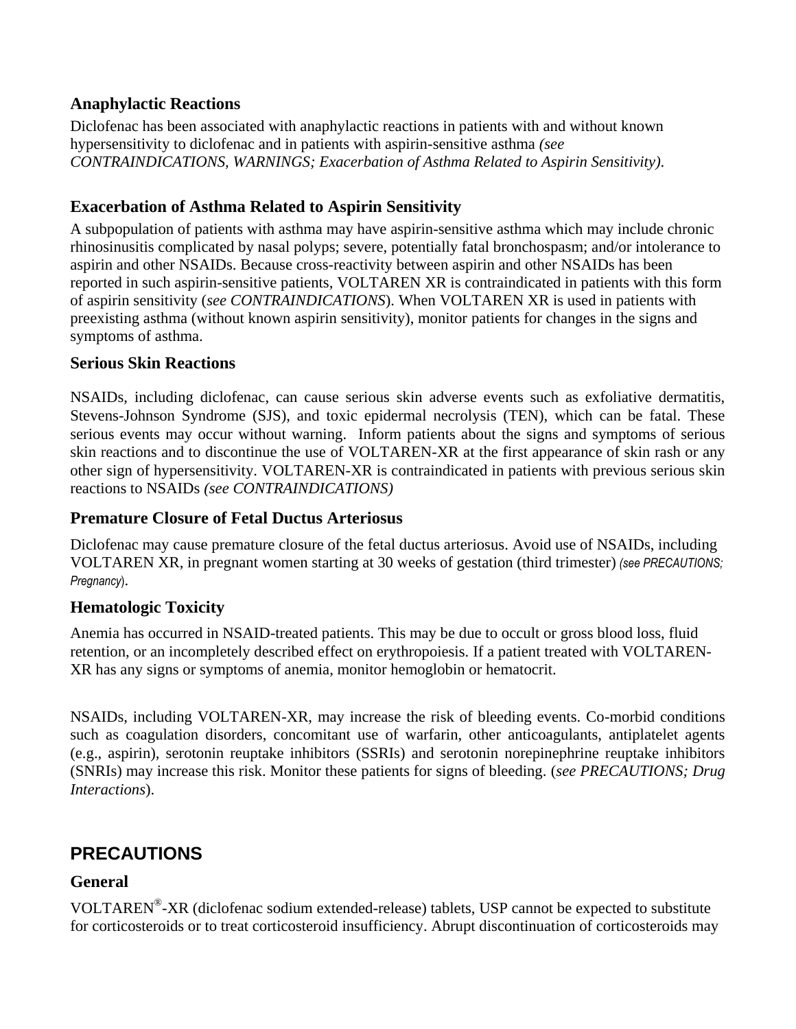### Anaphylactic Reactions

Diclofenac has been associated with anaphylactic reactions in patients with and without known hypersensitivity to diclofenac and in patients with aspirin-sensitive asthma *(see CONTRAINDICATIONS, WARNINGS; Exacerbation of Asthma Related to Aspirin Sensitivity).*

### Exacerbation of Asthma Related to Aspirin Sensitivity

A subpopulation of patients with asthma may have aspirin-sensitive asthma which may include chronic rhinosinusitis complicated by nasal polyps; severe, potentially fatal bronchospasm; and/or intolerance to aspirin and other NSAIDs. Because cross-reactivity between aspirin and other NSAIDs has been reported in such aspirin-sensitive patients, VOLTAREN XR is contraindicated in patients with this form of aspirin sensitivity (*see CONTRAINDICATIONS*). When VOLTAREN XR is used in patients with preexisting asthma (without known aspirin sensitivity), monitor patients for changes in the signs and symptoms of asthma.

### Serious Skin Reactions

NSAIDs, including diclofenac, can cause serious skin adverse events such as exfoliative dermatitis, Stevens-Johnson Syndrome (SJS), and toxic epidermal necrolysis (TEN), which can be fatal. These serious events may occur without warning. Inform patients about the signs and symptoms of serious skin reactions and to discontinue the use of VOLTAREN-XR at the first appearance of skin rash or any other sign of hypersensitivity. VOLTAREN-XR is contraindicated in patients with previous serious skin reactions to NSAIDs *(see CONTRAINDICATIONS)*

### Premature Closure of Fetal Ductus Arteriosus

Diclofenac may cause premature closure of the fetal ductus arteriosus. Avoid use of NSAIDs, including VOLTAREN XR, in pregnant women starting at 30 weeks of gestation (third trimester) *(see PRECAUTIONS; Pregnancy)*.

### Hematologic Toxicity

Anemia has occurred in NSAID-treated patients. This may be due to occult or gross blood loss, fluid retention, or an incompletely described effect on erythropoiesis. If a patient treated with VOLTAREN-XR has any signs or symptoms of anemia, monitor hemoglobin or hematocrit.

NSAIDs, including VOLTAREN-XR, may increase the risk of bleeding events. Co-morbid conditions such as coagulation disorders, concomitant use of warfarin, other anticoagulants, antiplatelet agents (e.g., aspirin), serotonin reuptake inhibitors (SSRIs) and serotonin norepinephrine reuptake inhibitors (SNRIs) may increase this risk. Monitor these patients for signs of bleeding. (*see PRECAUTIONS; Drug Interactions*).

## PRECAUTIONS

### General

VOLTAREN®-XR (diclofenac sodium extended-release) tablets, USP cannot be expected to substitute for corticosteroids or to treat corticosteroid insufficiency. Abrupt discontinuation of corticosteroids may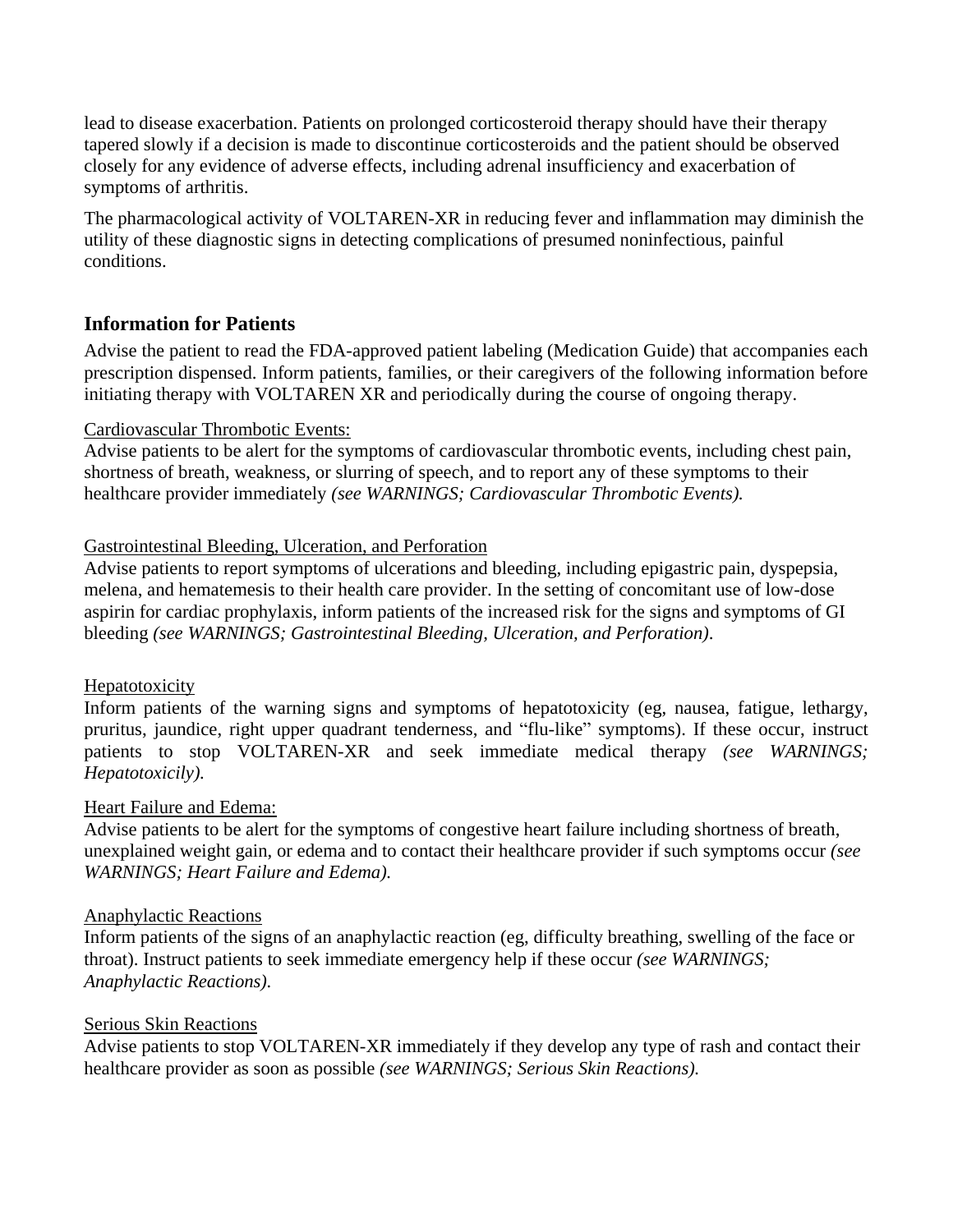lead to disease exacerbation. Patients on prolonged corticosteroid therapy should have their therapy tapered slowly if a decision is made to discontinue corticosteroids and the patient should be observed closely for any evidence of adverse effects, including adrenal insufficiency and exacerbation of symptoms of arthritis.

The pharmacological activity of VOLTAREN-XR in reducing fever and inflammation may diminish the utility of these diagnostic signs in detecting complications of presumed noninfectious, painful conditions.

## Information for Patients

Advise the patient to read the FDA-approved patient labeling (Medication Guide) that accompanies each prescription dispensed. Inform patients, families, or their caregivers of the following information before initiating therapy with VOLTAREN XR and periodically during the course of ongoing therapy.

<u>Cardiovascular Thrombotic Events:</u>
Advise patients to be alert for the symptoms of cardiovascular thrombotic events, including chest pain, shortness of breath, weakness, or slurring of speech, and to report any of these symptoms to their healthcare provider immediately *(see WARNINGS; Cardiovascular Thrombotic Events).*

<u>Gastrointestinal Bleeding, Ulceration, and Perforation</u>
Advise patients to report symptoms of ulcerations and bleeding, including epigastric pain, dyspepsia, melena, and hematemesis to their health care provider. In the setting of concomitant use of low-dose aspirin for cardiac prophylaxis, inform patients of the increased risk for the signs and symptoms of GI bleeding *(see WARNINGS; Gastrointestinal Bleeding, Ulceration, and Perforation)*.

<u>Hepatotoxicity</u>
Inform patients of the warning signs and symptoms of hepatotoxicity (eg, nausea, fatigue, lethargy, pruritus, jaundice, right upper quadrant tenderness, and "flu-like" symptoms). If these occur, instruct patients to stop VOLTAREN-XR and seek immediate medical therapy *(see WARNINGS; Hepatotoxicily).*

<u>Heart Failure and Edema:</u>
Advise patients to be alert for the symptoms of congestive heart failure including shortness of breath, unexplained weight gain, or edema and to contact their healthcare provider if such symptoms occur *(see WARNINGS; Heart Failure and Edema).*

<u>Anaphylactic Reactions</u>
Inform patients of the signs of an anaphylactic reaction (eg, difficulty breathing, swelling of the face or throat). Instruct patients to seek immediate emergency help if these occur *(see WARNINGS; Anaphylactic Reactions).*

<u>Serious Skin Reactions</u>
Advise patients to stop VOLTAREN-XR immediately if they develop any type of rash and contact their healthcare provider as soon as possible *(see WARNINGS; Serious Skin Reactions).*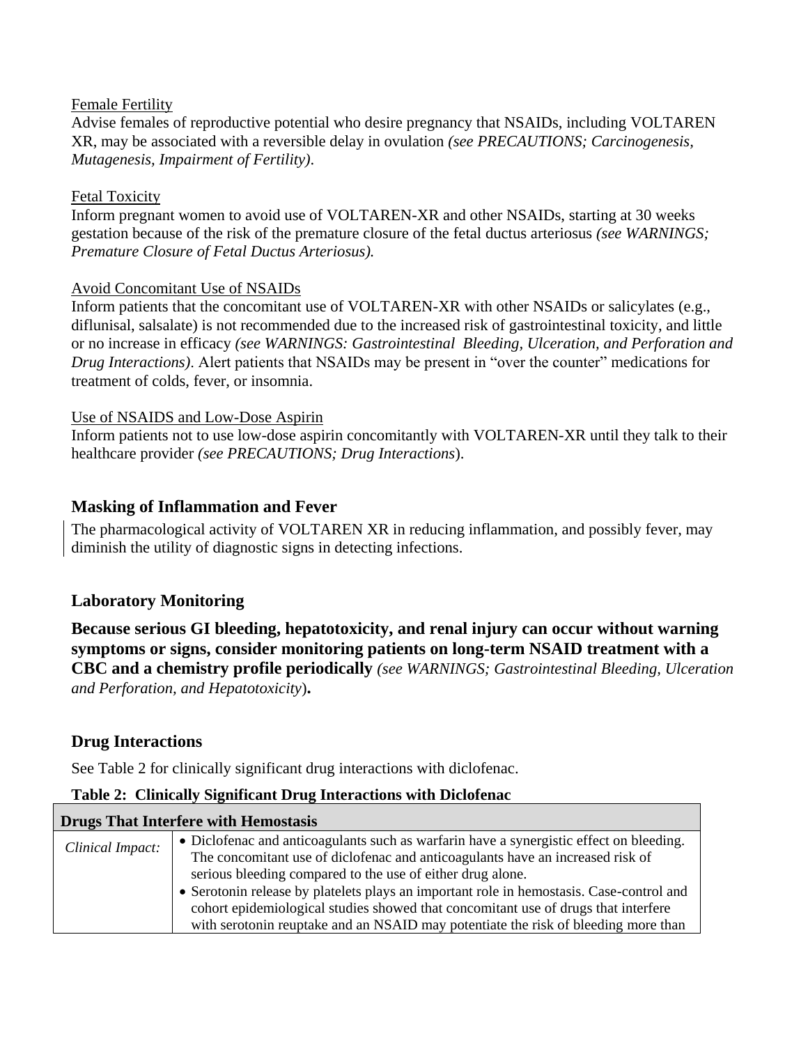Female Fertility

Advise females of reproductive potential who desire pregnancy that NSAIDs, including VOLTAREN XR, may be associated with a reversible delay in ovulation *(see PRECAUTIONS; Carcinogenesis, Mutagenesis, Impairment of Fertility)*.

Fetal Toxicity

Inform pregnant women to avoid use of VOLTAREN-XR and other NSAIDs, starting at 30 weeks gestation because of the risk of the premature closure of the fetal ductus arteriosus *(see WARNINGS; Premature Closure of Fetal Ductus Arteriosus).*

Avoid Concomitant Use of NSAIDs

Inform patients that the concomitant use of VOLTAREN-XR with other NSAIDs or salicylates (e.g., diflunisal, salsalate) is not recommended due to the increased risk of gastrointestinal toxicity, and little or no increase in efficacy *(see WARNINGS: Gastrointestinal Bleeding, Ulceration, and Perforation and Drug Interactions)*. Alert patients that NSAIDs may be present in "over the counter" medications for treatment of colds, fever, or insomnia.

Use of NSAIDS and Low-Dose Aspirin

Inform patients not to use low-dose aspirin concomitantly with VOLTAREN-XR until they talk to their healthcare provider *(see PRECAUTIONS; Drug Interactions)*.

## Masking of Inflammation and Fever

The pharmacological activity of VOLTAREN XR in reducing inflammation, and possibly fever, may diminish the utility of diagnostic signs in detecting infections.

## Laboratory Monitoring

**Because serious GI bleeding, hepatotoxicity, and renal injury can occur without warning symptoms or signs, consider monitoring patients on long-term NSAID treatment with a CBC and a chemistry profile periodically** *(see WARNINGS; Gastrointestinal Bleeding, Ulceration and Perforation, and Hepatotoxicity)***.**

## Drug Interactions

See Table 2 for clinically significant drug interactions with diclofenac.

**Table 2: Clinically Significant Drug Interactions with Diclofenac**

| **Drugs That Interfere with Hemostasis** | |
|---|---|
| *Clinical Impact:* | • Diclofenac and anticoagulants such as warfarin have a synergistic effect on bleeding. The concomitant use of diclofenac and anticoagulants have an increased risk of serious bleeding compared to the use of either drug alone.<br>• Serotonin release by platelets plays an important role in hemostasis. Case-control and cohort epidemiological studies showed that concomitant use of drugs that interfere with serotonin reuptake and an NSAID may potentiate the risk of bleeding more than |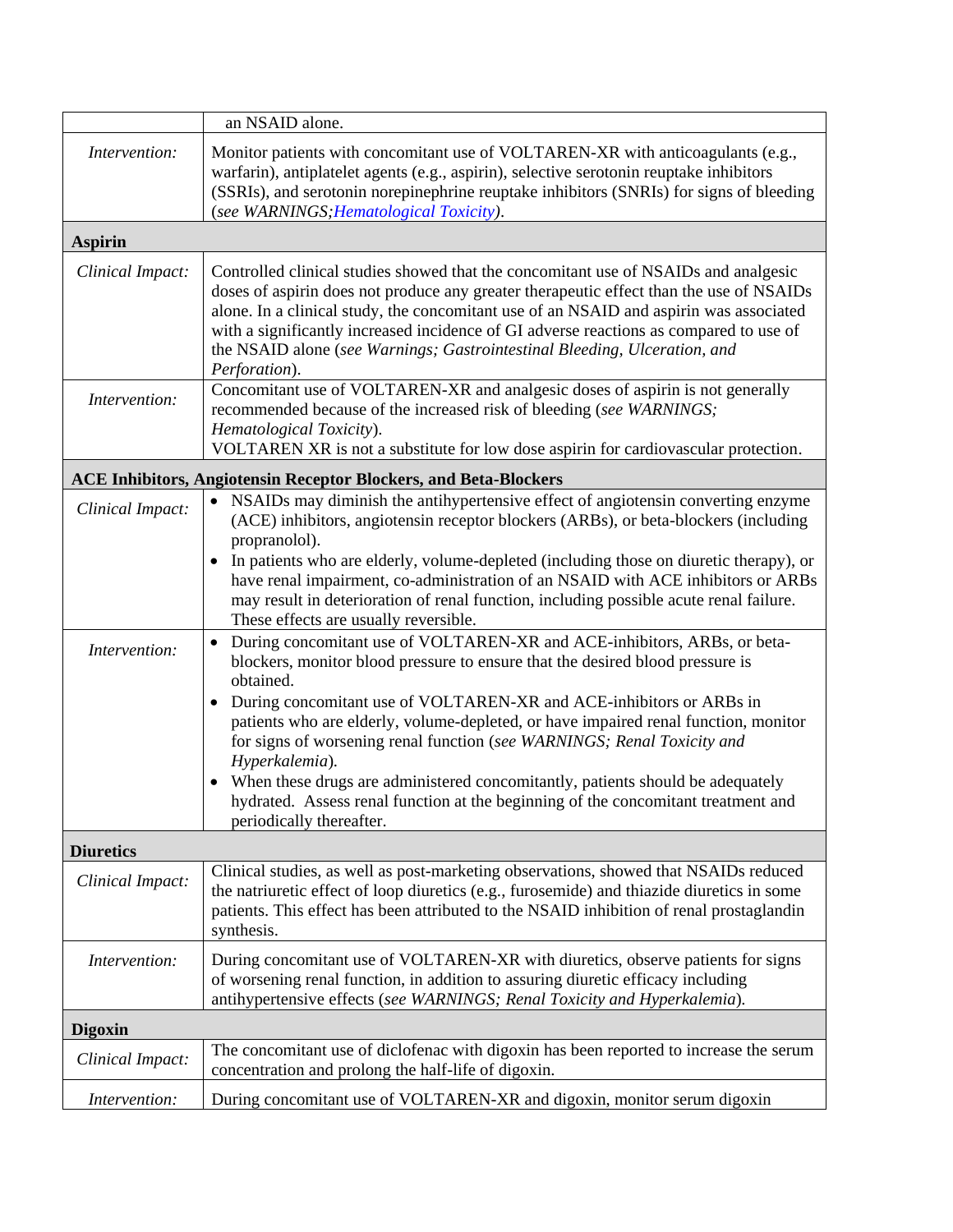| | |
|---|---|
| | an NSAID alone. |
| *Intervention:* | Monitor patients with concomitant use of VOLTAREN-XR with anticoagulants (e.g., warfarin), antiplatelet agents (e.g., aspirin), selective serotonin reuptake inhibitors (SSRIs), and serotonin norepinephrine reuptake inhibitors (SNRIs) for signs of bleeding (*see WARNINGS;Hematological Toxicity*). |
| **Aspirin** | |
| *Clinical Impact:* | Controlled clinical studies showed that the concomitant use of NSAIDs and analgesic doses of aspirin does not produce any greater therapeutic effect than the use of NSAIDs alone. In a clinical study, the concomitant use of an NSAID and aspirin was associated with a significantly increased incidence of GI adverse reactions as compared to use of the NSAID alone (*see Warnings; Gastrointestinal Bleeding, Ulceration, and Perforation*). |
| *Intervention:* | Concomitant use of VOLTAREN-XR and analgesic doses of aspirin is not generally recommended because of the increased risk of bleeding (*see WARNINGS; Hematological Toxicity*).<br>VOLTAREN XR is not a substitute for low dose aspirin for cardiovascular protection. |
| **ACE Inhibitors, Angiotensin Receptor Blockers, and Beta-Blockers** | |
| *Clinical Impact:* | • NSAIDs may diminish the antihypertensive effect of angiotensin converting enzyme (ACE) inhibitors, angiotensin receptor blockers (ARBs), or beta-blockers (including propranolol).<br>• In patients who are elderly, volume-depleted (including those on diuretic therapy), or have renal impairment, co-administration of an NSAID with ACE inhibitors or ARBs may result in deterioration of renal function, including possible acute renal failure. These effects are usually reversible. |
| *Intervention:* | • During concomitant use of VOLTAREN-XR and ACE-inhibitors, ARBs, or beta-blockers, monitor blood pressure to ensure that the desired blood pressure is obtained.<br>• During concomitant use of VOLTAREN-XR and ACE-inhibitors or ARBs in patients who are elderly, volume-depleted, or have impaired renal function, monitor for signs of worsening renal function (*see WARNINGS; Renal Toxicity and Hyperkalemia*).<br>• When these drugs are administered concomitantly, patients should be adequately hydrated. Assess renal function at the beginning of the concomitant treatment and periodically thereafter. |
| **Diuretics** | |
| *Clinical Impact:* | Clinical studies, as well as post-marketing observations, showed that NSAIDs reduced the natriuretic effect of loop diuretics (e.g., furosemide) and thiazide diuretics in some patients. This effect has been attributed to the NSAID inhibition of renal prostaglandin synthesis. |
| *Intervention:* | During concomitant use of VOLTAREN-XR with diuretics, observe patients for signs of worsening renal function, in addition to assuring diuretic efficacy including antihypertensive effects (*see WARNINGS; Renal Toxicity and Hyperkalemia*). |
| **Digoxin** | |
| *Clinical Impact:* | The concomitant use of diclofenac with digoxin has been reported to increase the serum concentration and prolong the half-life of digoxin. |
| *Intervention:* | During concomitant use of VOLTAREN-XR and digoxin, monitor serum digoxin |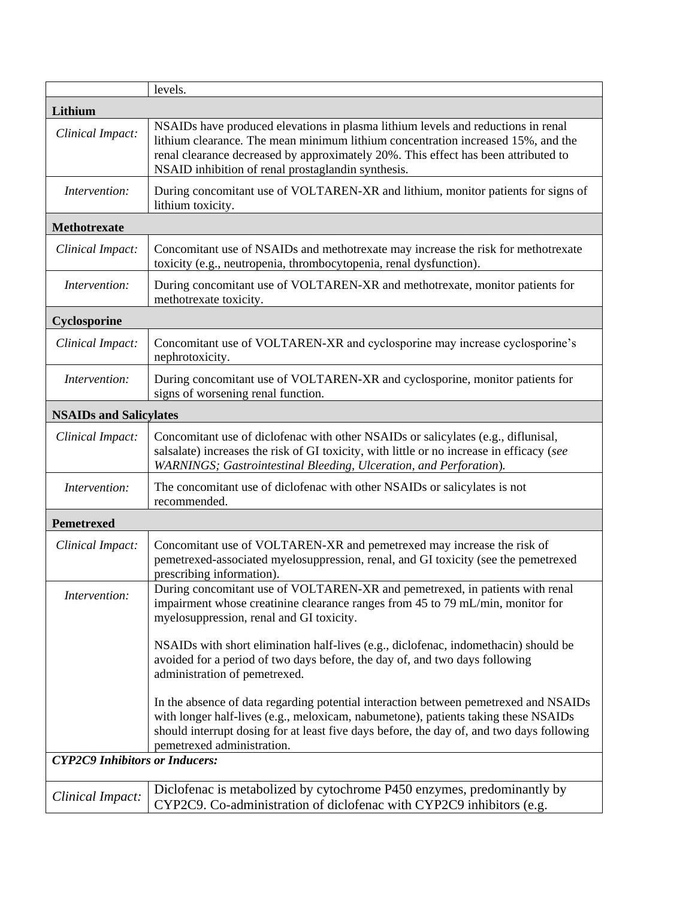| | |
|---|---|
| | levels. |
| **Lithium** | |
| *Clinical Impact:* | NSAIDs have produced elevations in plasma lithium levels and reductions in renal lithium clearance. The mean minimum lithium concentration increased 15%, and the renal clearance decreased by approximately 20%. This effect has been attributed to NSAID inhibition of renal prostaglandin synthesis. |
| *Intervention:* | During concomitant use of VOLTAREN-XR and lithium, monitor patients for signs of lithium toxicity. |
| **Methotrexate** | |
| *Clinical Impact:* | Concomitant use of NSAIDs and methotrexate may increase the risk for methotrexate toxicity (e.g., neutropenia, thrombocytopenia, renal dysfunction). |
| *Intervention:* | During concomitant use of VOLTAREN-XR and methotrexate, monitor patients for methotrexate toxicity. |
| **Cyclosporine** | |
| *Clinical Impact:* | Concomitant use of VOLTAREN-XR and cyclosporine may increase cyclosporine's nephrotoxicity. |
| *Intervention:* | During concomitant use of VOLTAREN-XR and cyclosporine, monitor patients for signs of worsening renal function. |
| **NSAIDs and Salicylates** | |
| *Clinical Impact:* | Concomitant use of diclofenac with other NSAIDs or salicylates (e.g., diflunisal, salsalate) increases the risk of GI toxicity, with little or no increase in efficacy (*see WARNINGS; Gastrointestinal Bleeding, Ulceration, and Perforation*). |
| *Intervention:* | The concomitant use of diclofenac with other NSAIDs or salicylates is not recommended. |
| **Pemetrexed** | |
| *Clinical Impact:* | Concomitant use of VOLTAREN-XR and pemetrexed may increase the risk of pemetrexed-associated myelosuppression, renal, and GI toxicity (see the pemetrexed prescribing information). |
| *Intervention:* | During concomitant use of VOLTAREN-XR and pemetrexed, in patients with renal impairment whose creatinine clearance ranges from 45 to 79 mL/min, monitor for myelosuppression, renal and GI toxicity.<br><br>NSAIDs with short elimination half-lives (e.g., diclofenac, indomethacin) should be avoided for a period of two days before, the day of, and two days following administration of pemetrexed.<br><br>In the absence of data regarding potential interaction between pemetrexed and NSAIDs with longer half-lives (e.g., meloxicam, nabumetone), patients taking these NSAIDs should interrupt dosing for at least five days before, the day of, and two days following pemetrexed administration. |
| ***CYP2C9 Inhibitors or Inducers:*** | |
| *Clinical Impact:* | Diclofenac is metabolized by cytochrome P450 enzymes, predominantly by CYP2C9. Co-administration of diclofenac with CYP2C9 inhibitors (e.g. |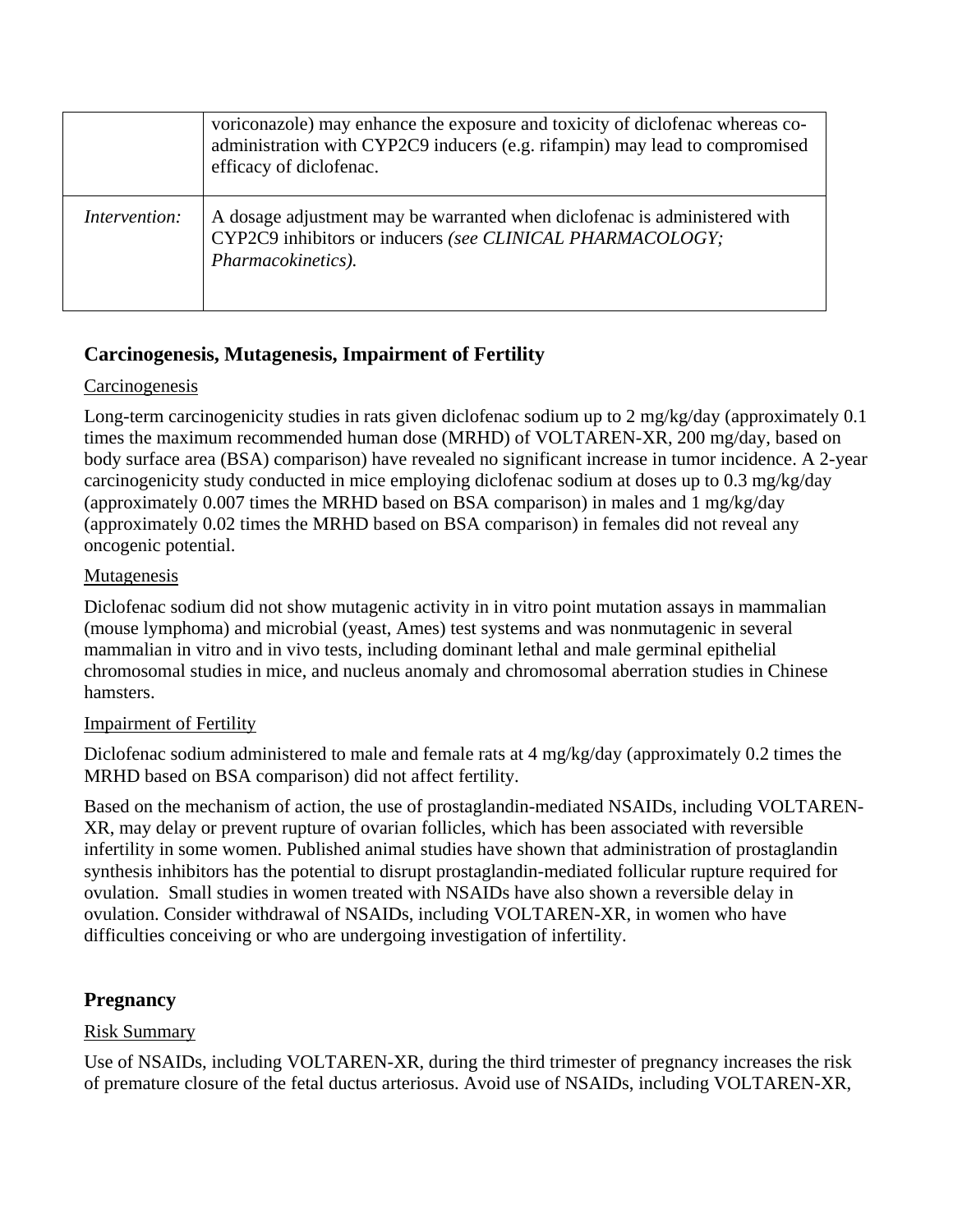| | |
|---|---|
| | voriconazole) may enhance the exposure and toxicity of diclofenac whereas co-administration with CYP2C9 inducers (e.g. rifampin) may lead to compromised efficacy of diclofenac. |
| *Intervention:* | A dosage adjustment may be warranted when diclofenac is administered with CYP2C9 inhibitors or inducers *(see CLINICAL PHARMACOLOGY; Pharmacokinetics).* |

### Carcinogenesis, Mutagenesis, Impairment of Fertility

Carcinogenesis

Long-term carcinogenicity studies in rats given diclofenac sodium up to 2 mg/kg/day (approximately 0.1 times the maximum recommended human dose (MRHD) of VOLTAREN-XR, 200 mg/day, based on body surface area (BSA) comparison) have revealed no significant increase in tumor incidence. A 2-year carcinogenicity study conducted in mice employing diclofenac sodium at doses up to 0.3 mg/kg/day (approximately 0.007 times the MRHD based on BSA comparison) in males and 1 mg/kg/day (approximately 0.02 times the MRHD based on BSA comparison) in females did not reveal any oncogenic potential.

Mutagenesis

Diclofenac sodium did not show mutagenic activity in in vitro point mutation assays in mammalian (mouse lymphoma) and microbial (yeast, Ames) test systems and was nonmutagenic in several mammalian in vitro and in vivo tests, including dominant lethal and male germinal epithelial chromosomal studies in mice, and nucleus anomaly and chromosomal aberration studies in Chinese hamsters.

Impairment of Fertility

Diclofenac sodium administered to male and female rats at 4 mg/kg/day (approximately 0.2 times the MRHD based on BSA comparison) did not affect fertility.

Based on the mechanism of action, the use of prostaglandin-mediated NSAIDs, including VOLTAREN-XR, may delay or prevent rupture of ovarian follicles, which has been associated with reversible infertility in some women. Published animal studies have shown that administration of prostaglandin synthesis inhibitors has the potential to disrupt prostaglandin-mediated follicular rupture required for ovulation. Small studies in women treated with NSAIDs have also shown a reversible delay in ovulation. Consider withdrawal of NSAIDs, including VOLTAREN-XR, in women who have difficulties conceiving or who are undergoing investigation of infertility.

### Pregnancy

Risk Summary

Use of NSAIDs, including VOLTAREN-XR, during the third trimester of pregnancy increases the risk of premature closure of the fetal ductus arteriosus. Avoid use of NSAIDs, including VOLTAREN-XR,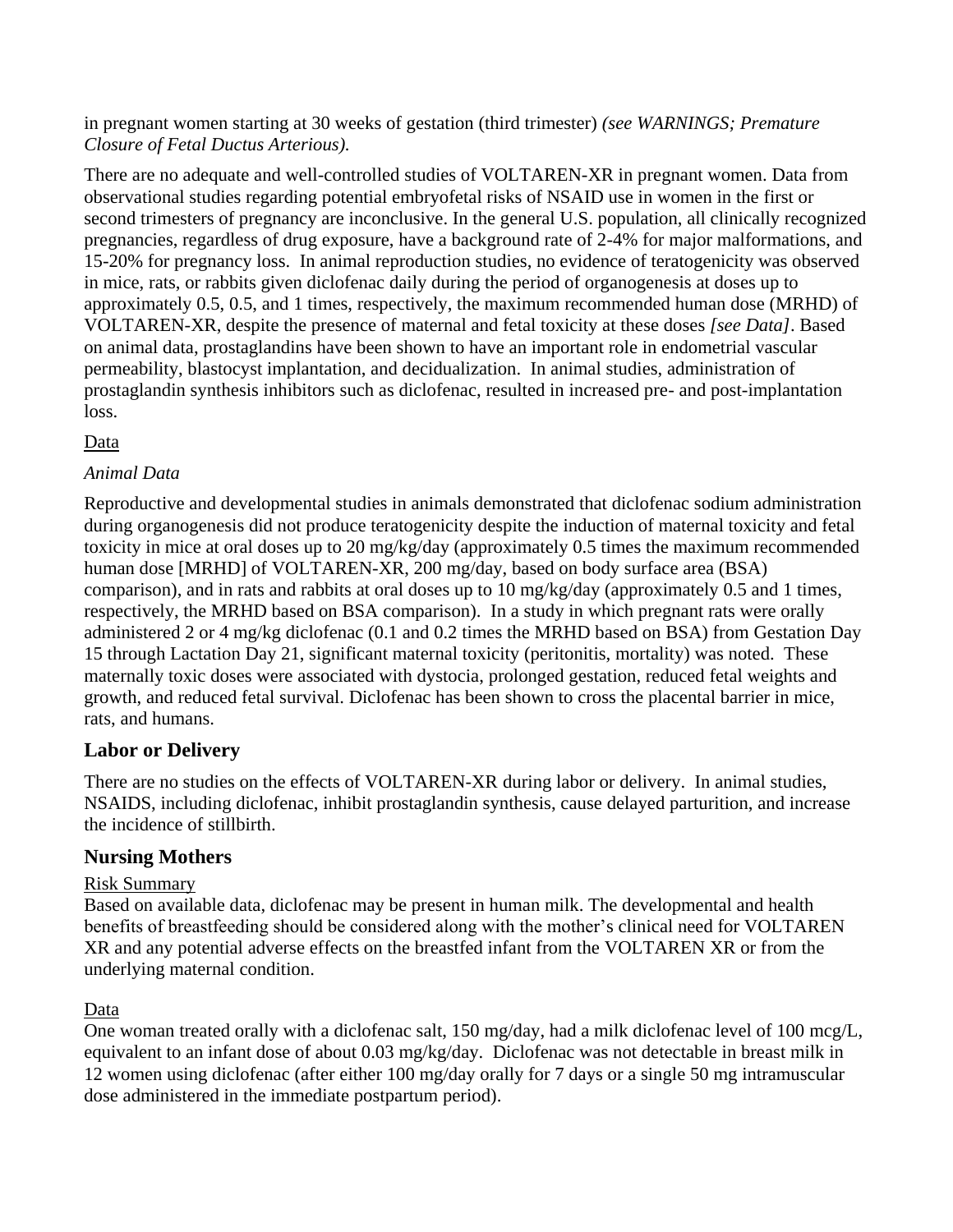in pregnant women starting at 30 weeks of gestation (third trimester) *(see WARNINGS; Premature Closure of Fetal Ductus Arterious).*

There are no adequate and well-controlled studies of VOLTAREN-XR in pregnant women. Data from observational studies regarding potential embryofetal risks of NSAID use in women in the first or second trimesters of pregnancy are inconclusive. In the general U.S. population, all clinically recognized pregnancies, regardless of drug exposure, have a background rate of 2-4% for major malformations, and 15-20% for pregnancy loss. In animal reproduction studies, no evidence of teratogenicity was observed in mice, rats, or rabbits given diclofenac daily during the period of organogenesis at doses up to approximately 0.5, 0.5, and 1 times, respectively, the maximum recommended human dose (MRHD) of VOLTAREN-XR, despite the presence of maternal and fetal toxicity at these doses *[see Data]*. Based on animal data, prostaglandins have been shown to have an important role in endometrial vascular permeability, blastocyst implantation, and decidualization. In animal studies, administration of prostaglandin synthesis inhibitors such as diclofenac, resulted in increased pre- and post-implantation loss.

Data

*Animal Data*

Reproductive and developmental studies in animals demonstrated that diclofenac sodium administration during organogenesis did not produce teratogenicity despite the induction of maternal toxicity and fetal toxicity in mice at oral doses up to 20 mg/kg/day (approximately 0.5 times the maximum recommended human dose [MRHD] of VOLTAREN-XR, 200 mg/day, based on body surface area (BSA) comparison), and in rats and rabbits at oral doses up to 10 mg/kg/day (approximately 0.5 and 1 times, respectively, the MRHD based on BSA comparison). In a study in which pregnant rats were orally administered 2 or 4 mg/kg diclofenac (0.1 and 0.2 times the MRHD based on BSA) from Gestation Day 15 through Lactation Day 21, significant maternal toxicity (peritonitis, mortality) was noted. These maternally toxic doses were associated with dystocia, prolonged gestation, reduced fetal weights and growth, and reduced fetal survival. Diclofenac has been shown to cross the placental barrier in mice, rats, and humans.

## Labor or Delivery

There are no studies on the effects of VOLTAREN-XR during labor or delivery. In animal studies, NSAIDS, including diclofenac, inhibit prostaglandin synthesis, cause delayed parturition, and increase the incidence of stillbirth.

## Nursing Mothers

Risk Summary

Based on available data, diclofenac may be present in human milk. The developmental and health benefits of breastfeeding should be considered along with the mother's clinical need for VOLTAREN XR and any potential adverse effects on the breastfed infant from the VOLTAREN XR or from the underlying maternal condition.

Data

One woman treated orally with a diclofenac salt, 150 mg/day, had a milk diclofenac level of 100 mcg/L, equivalent to an infant dose of about 0.03 mg/kg/day. Diclofenac was not detectable in breast milk in 12 women using diclofenac (after either 100 mg/day orally for 7 days or a single 50 mg intramuscular dose administered in the immediate postpartum period).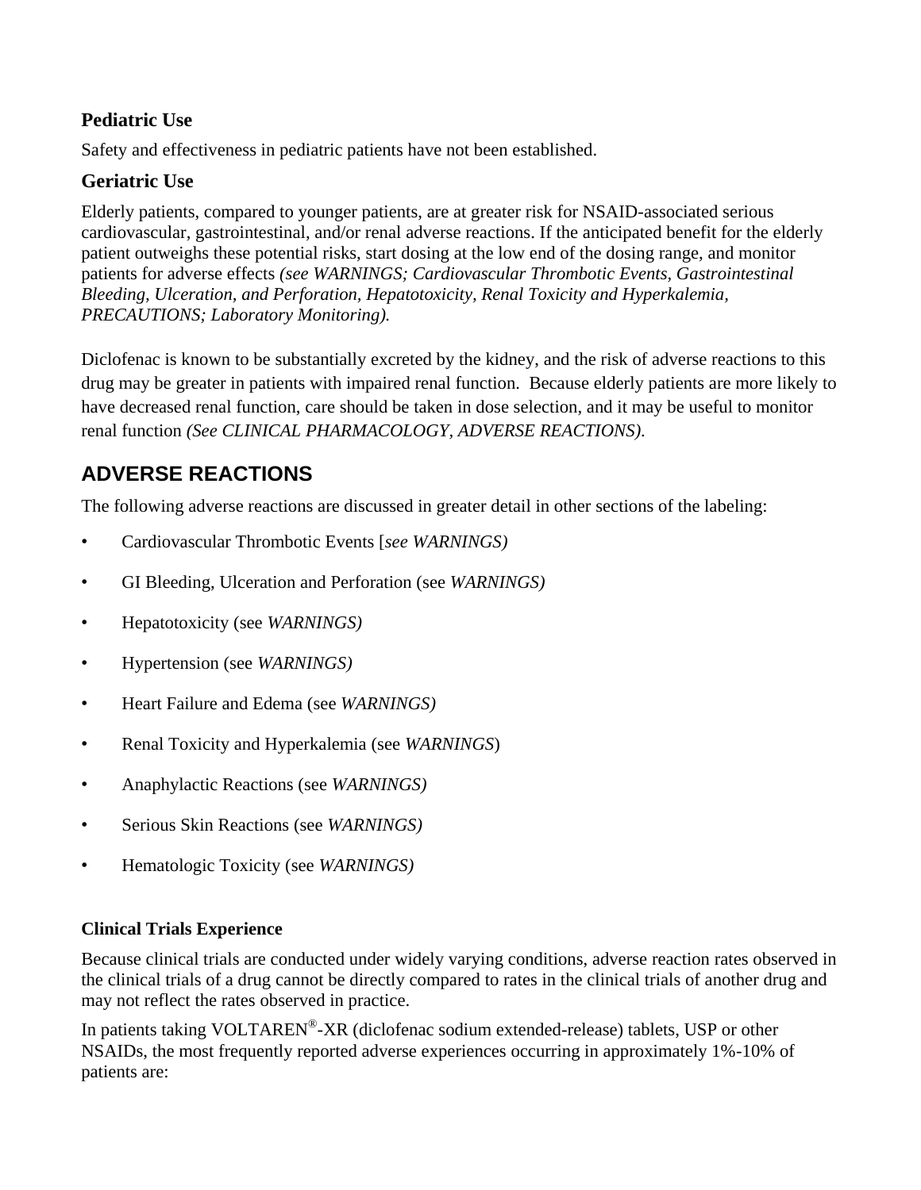### Pediatric Use

Safety and effectiveness in pediatric patients have not been established.

### Geriatric Use

Elderly patients, compared to younger patients, are at greater risk for NSAID-associated serious cardiovascular, gastrointestinal, and/or renal adverse reactions. If the anticipated benefit for the elderly patient outweighs these potential risks, start dosing at the low end of the dosing range, and monitor patients for adverse effects *(see WARNINGS; Cardiovascular Thrombotic Events, Gastrointestinal Bleeding, Ulceration, and Perforation, Hepatotoxicity, Renal Toxicity and Hyperkalemia, PRECAUTIONS; Laboratory Monitoring).*

Diclofenac is known to be substantially excreted by the kidney, and the risk of adverse reactions to this drug may be greater in patients with impaired renal function. Because elderly patients are more likely to have decreased renal function, care should be taken in dose selection, and it may be useful to monitor renal function *(See CLINICAL PHARMACOLOGY, ADVERSE REACTIONS).*

## ADVERSE REACTIONS

The following adverse reactions are discussed in greater detail in other sections of the labeling:

- Cardiovascular Thrombotic Events [*see WARNINGS)*
- GI Bleeding, Ulceration and Perforation (see *WARNINGS)*
- Hepatotoxicity (see *WARNINGS)*
- Hypertension (see *WARNINGS)*
- Heart Failure and Edema (see *WARNINGS)*
- Renal Toxicity and Hyperkalemia (see *WARNINGS*)
- Anaphylactic Reactions (see *WARNINGS)*
- Serious Skin Reactions (see *WARNINGS)*
- Hematologic Toxicity (see *WARNINGS)*

**Clinical Trials Experience**

Because clinical trials are conducted under widely varying conditions, adverse reaction rates observed in the clinical trials of a drug cannot be directly compared to rates in the clinical trials of another drug and may not reflect the rates observed in practice.

In patients taking VOLTAREN®-XR (diclofenac sodium extended-release) tablets, USP or other NSAIDs, the most frequently reported adverse experiences occurring in approximately 1%-10% of patients are: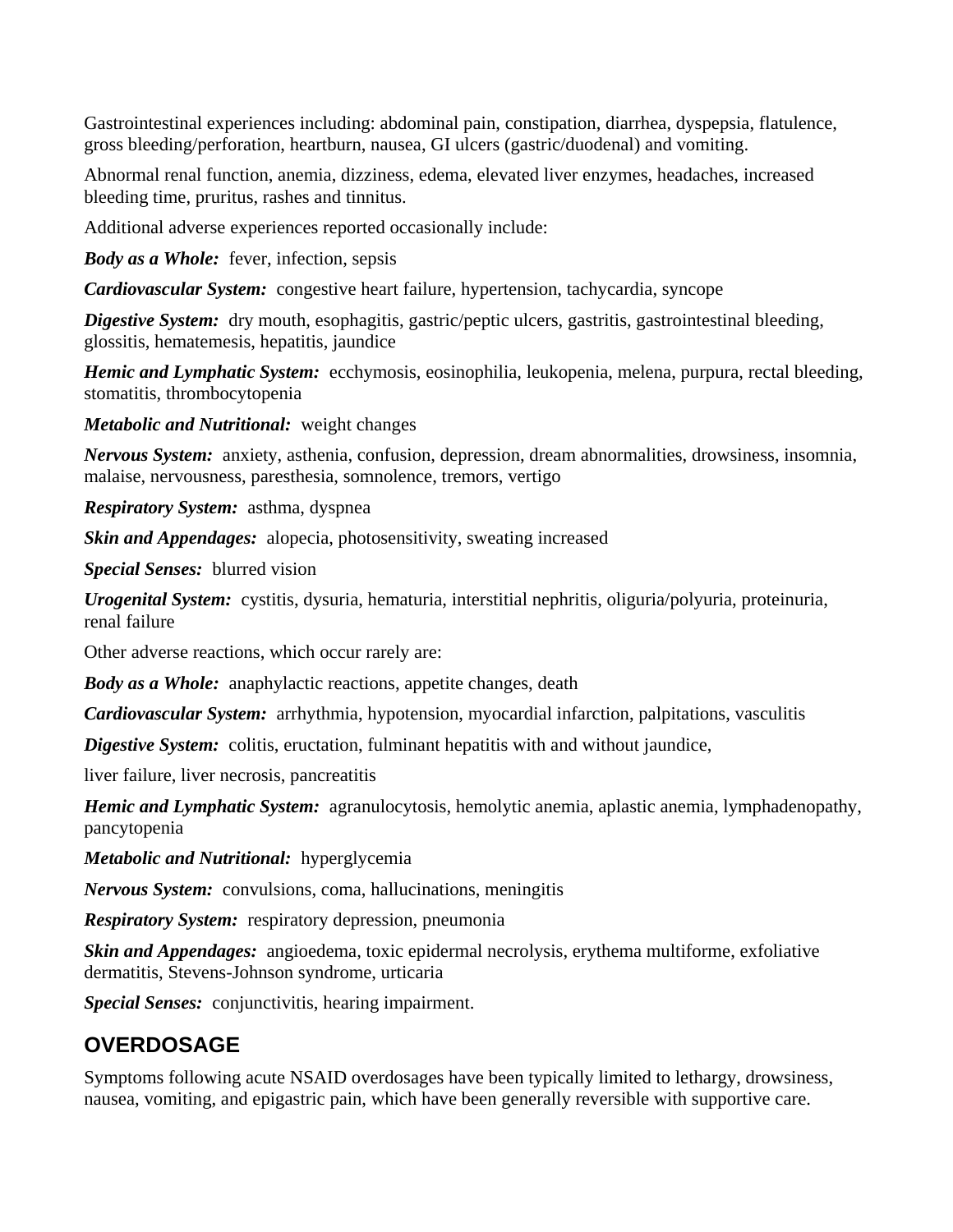Gastrointestinal experiences including: abdominal pain, constipation, diarrhea, dyspepsia, flatulence, gross bleeding/perforation, heartburn, nausea, GI ulcers (gastric/duodenal) and vomiting.

Abnormal renal function, anemia, dizziness, edema, elevated liver enzymes, headaches, increased bleeding time, pruritus, rashes and tinnitus.

Additional adverse experiences reported occasionally include:

***Body as a Whole:*** fever, infection, sepsis

***Cardiovascular System:*** congestive heart failure, hypertension, tachycardia, syncope

***Digestive System:*** dry mouth, esophagitis, gastric/peptic ulcers, gastritis, gastrointestinal bleeding, glossitis, hematemesis, hepatitis, jaundice

***Hemic and Lymphatic System:*** ecchymosis, eosinophilia, leukopenia, melena, purpura, rectal bleeding, stomatitis, thrombocytopenia

***Metabolic and Nutritional:*** weight changes

***Nervous System:*** anxiety, asthenia, confusion, depression, dream abnormalities, drowsiness, insomnia, malaise, nervousness, paresthesia, somnolence, tremors, vertigo

***Respiratory System:*** asthma, dyspnea

***Skin and Appendages:*** alopecia, photosensitivity, sweating increased

***Special Senses:*** blurred vision

***Urogenital System:*** cystitis, dysuria, hematuria, interstitial nephritis, oliguria/polyuria, proteinuria, renal failure

Other adverse reactions, which occur rarely are:

***Body as a Whole:*** anaphylactic reactions, appetite changes, death

***Cardiovascular System:*** arrhythmia, hypotension, myocardial infarction, palpitations, vasculitis

***Digestive System:*** colitis, eructation, fulminant hepatitis with and without jaundice,

liver failure, liver necrosis, pancreatitis

***Hemic and Lymphatic System:*** agranulocytosis, hemolytic anemia, aplastic anemia, lymphadenopathy, pancytopenia

***Metabolic and Nutritional:*** hyperglycemia

***Nervous System:*** convulsions, coma, hallucinations, meningitis

***Respiratory System:*** respiratory depression, pneumonia

***Skin and Appendages:*** angioedema, toxic epidermal necrolysis, erythema multiforme, exfoliative dermatitis, Stevens-Johnson syndrome, urticaria

***Special Senses:*** conjunctivitis, hearing impairment.

## OVERDOSAGE

Symptoms following acute NSAID overdosages have been typically limited to lethargy, drowsiness, nausea, vomiting, and epigastric pain, which have been generally reversible with supportive care.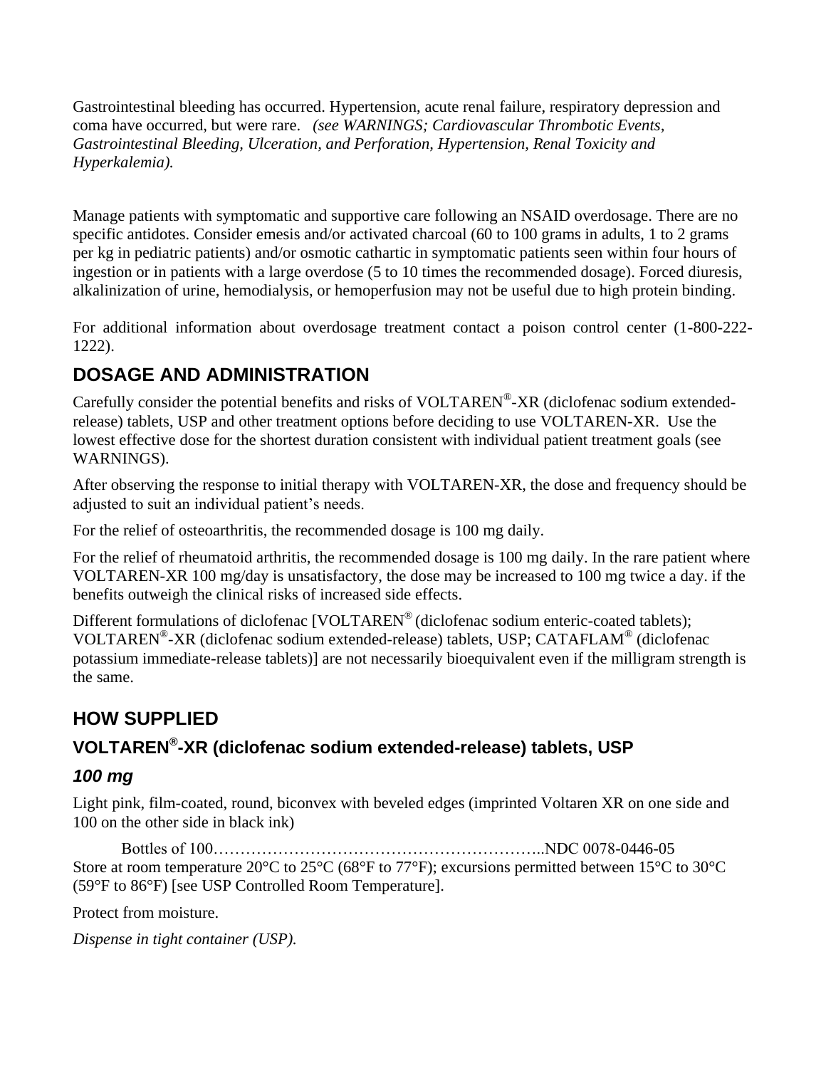Gastrointestinal bleeding has occurred. Hypertension, acute renal failure, respiratory depression and coma have occurred, but were rare. *(see WARNINGS; Cardiovascular Thrombotic Events, Gastrointestinal Bleeding, Ulceration, and Perforation, Hypertension, Renal Toxicity and Hyperkalemia).*

Manage patients with symptomatic and supportive care following an NSAID overdosage. There are no specific antidotes. Consider emesis and/or activated charcoal (60 to 100 grams in adults, 1 to 2 grams per kg in pediatric patients) and/or osmotic cathartic in symptomatic patients seen within four hours of ingestion or in patients with a large overdose (5 to 10 times the recommended dosage). Forced diuresis, alkalinization of urine, hemodialysis, or hemoperfusion may not be useful due to high protein binding.

For additional information about overdosage treatment contact a poison control center (1-800-222-1222).

## DOSAGE AND ADMINISTRATION

Carefully consider the potential benefits and risks of VOLTAREN®-XR (diclofenac sodium extended-release) tablets, USP and other treatment options before deciding to use VOLTAREN-XR. Use the lowest effective dose for the shortest duration consistent with individual patient treatment goals (see WARNINGS).

After observing the response to initial therapy with VOLTAREN-XR, the dose and frequency should be adjusted to suit an individual patient's needs.

For the relief of osteoarthritis, the recommended dosage is 100 mg daily.

For the relief of rheumatoid arthritis, the recommended dosage is 100 mg daily. In the rare patient where VOLTAREN-XR 100 mg/day is unsatisfactory, the dose may be increased to 100 mg twice a day. if the benefits outweigh the clinical risks of increased side effects.

Different formulations of diclofenac [VOLTAREN® (diclofenac sodium enteric-coated tablets); VOLTAREN®-XR (diclofenac sodium extended-release) tablets, USP; CATAFLAM® (diclofenac potassium immediate-release tablets)] are not necessarily bioequivalent even if the milligram strength is the same.

## HOW SUPPLIED

### VOLTAREN®-XR (diclofenac sodium extended-release) tablets, USP

### *100 mg*

Light pink, film-coated, round, biconvex with beveled edges (imprinted Voltaren XR on one side and 100 on the other side in black ink)

Bottles of 100……………………………………………………..NDC 0078-0446-05

Store at room temperature 20°C to 25°C (68°F to 77°F); excursions permitted between 15°C to 30°C (59°F to 86°F) [see USP Controlled Room Temperature].

Protect from moisture.

*Dispense in tight container (USP).*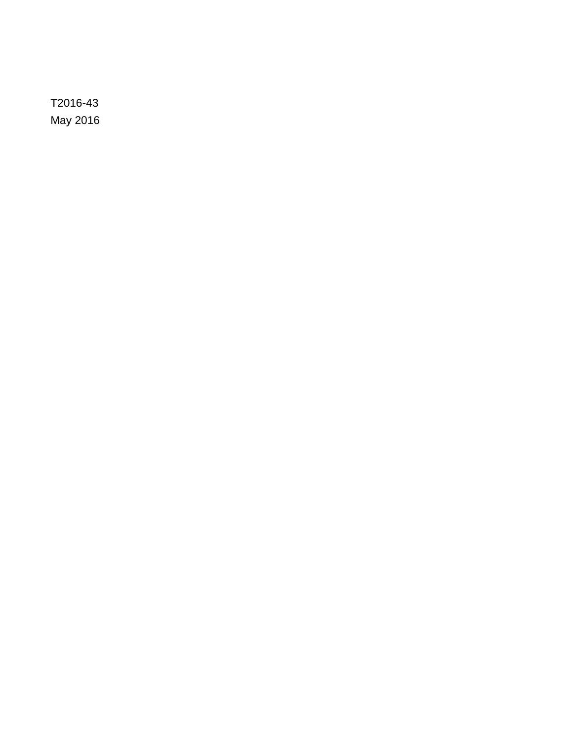T2016-43

May 2016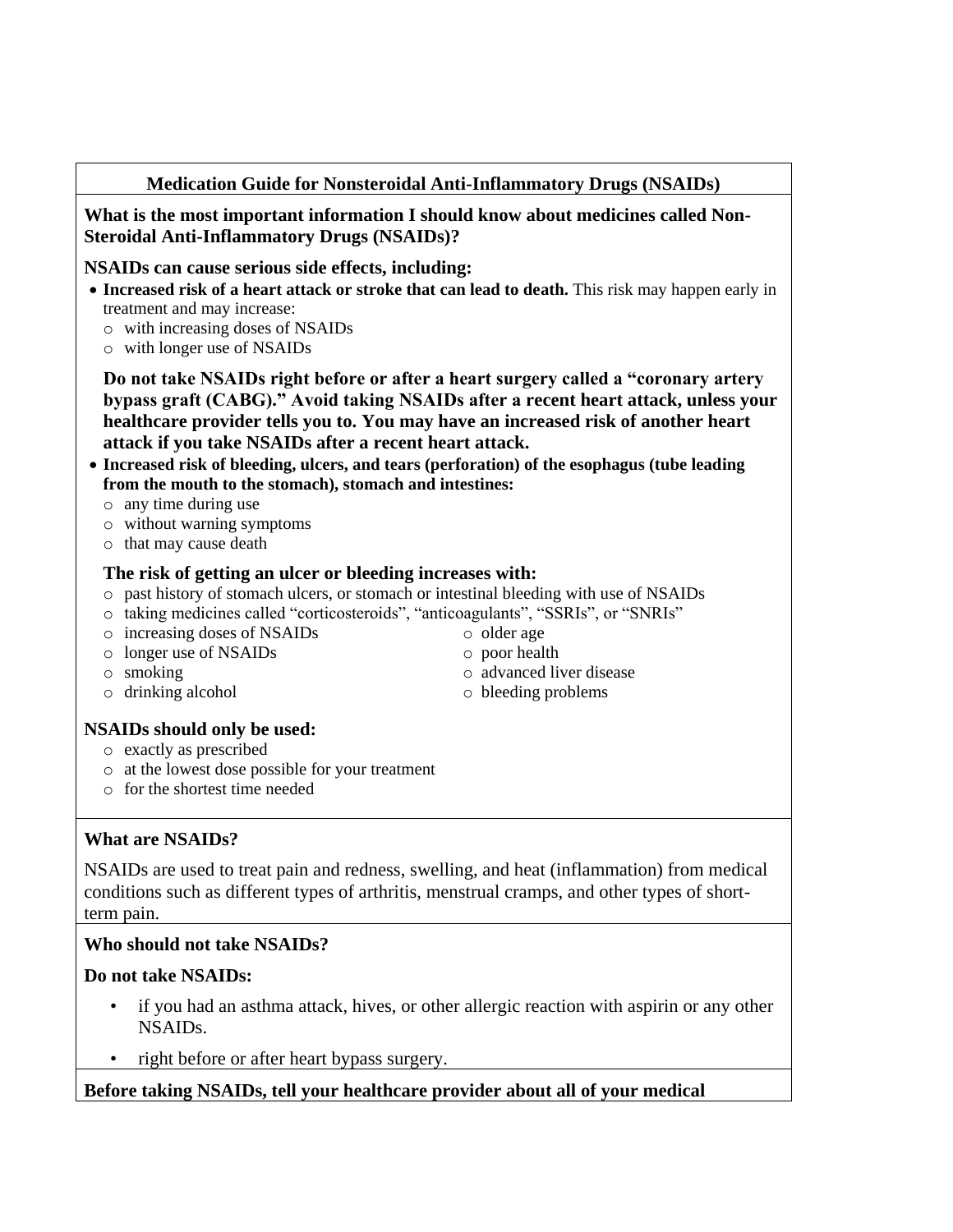## Medication Guide for Nonsteroidal Anti-Inflammatory Drugs (NSAIDs)

**What is the most important information I should know about medicines called Non-Steroidal Anti-Inflammatory Drugs (NSAIDs)?**

**NSAIDs can cause serious side effects, including:**

- **Increased risk of a heart attack or stroke that can lead to death.** This risk may happen early in treatment and may increase:
  - with increasing doses of NSAIDs
  - with longer use of NSAIDs

  **Do not take NSAIDs right before or after a heart surgery called a "coronary artery bypass graft (CABG)." Avoid taking NSAIDs after a recent heart attack, unless your healthcare provider tells you to. You may have an increased risk of another heart attack if you take NSAIDs after a recent heart attack.**

- **Increased risk of bleeding, ulcers, and tears (perforation) of the esophagus (tube leading from the mouth to the stomach), stomach and intestines:**
  - any time during use
  - without warning symptoms
  - that may cause death

  **The risk of getting an ulcer or bleeding increases with:**
  - past history of stomach ulcers, or stomach or intestinal bleeding with use of NSAIDs
  - taking medicines called "corticosteroids", "anticoagulants", "SSRIs", or "SNRIs"
  - increasing doses of NSAIDs
  - longer use of NSAIDs
  - smoking
  - drinking alcohol
  - older age
  - poor health
  - advanced liver disease
  - bleeding problems

**NSAIDs should only be used:**

- exactly as prescribed
- at the lowest dose possible for your treatment
- for the shortest time needed

**What are NSAIDs?**

NSAIDs are used to treat pain and redness, swelling, and heat (inflammation) from medical conditions such as different types of arthritis, menstrual cramps, and other types of short-term pain.

**Who should not take NSAIDs?**

**Do not take NSAIDs:**

- if you had an asthma attack, hives, or other allergic reaction with aspirin or any other NSAIDs.
- right before or after heart bypass surgery.

**Before taking NSAIDs, tell your healthcare provider about all of your medical**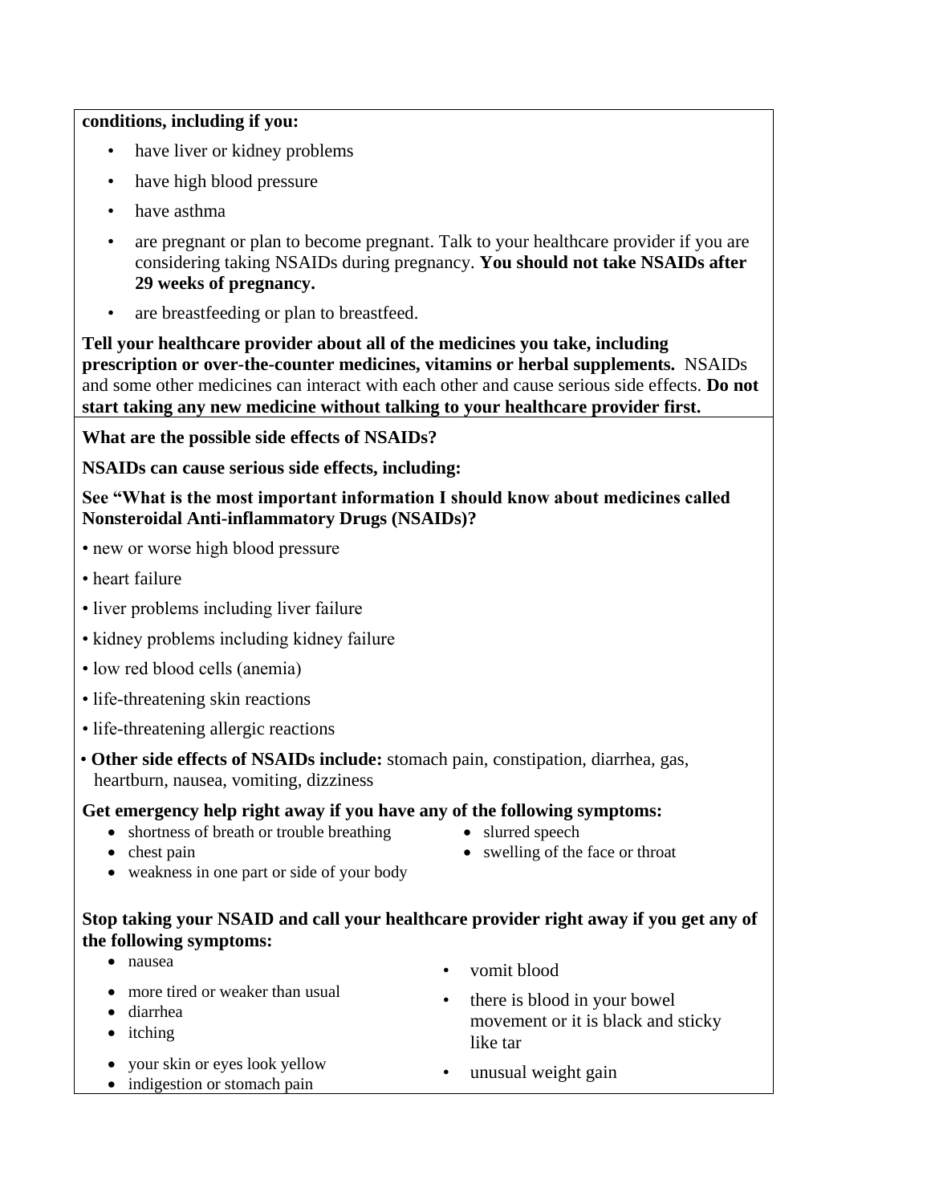**conditions, including if you:**

- have liver or kidney problems
- have high blood pressure
- have asthma
- are pregnant or plan to become pregnant. Talk to your healthcare provider if you are considering taking NSAIDs during pregnancy. **You should not take NSAIDs after 29 weeks of pregnancy.**
- are breastfeeding or plan to breastfeed.

**Tell your healthcare provider about all of the medicines you take, including prescription or over-the-counter medicines, vitamins or herbal supplements.** NSAIDs and some other medicines can interact with each other and cause serious side effects. **Do not start taking any new medicine without talking to your healthcare provider first.**

**What are the possible side effects of NSAIDs?**

**NSAIDs can cause serious side effects, including:**

**See "What is the most important information I should know about medicines called Nonsteroidal Anti-inflammatory Drugs (NSAIDs)?**

- new or worse high blood pressure
- heart failure
- liver problems including liver failure
- kidney problems including kidney failure
- low red blood cells (anemia)
- life-threatening skin reactions
- life-threatening allergic reactions
- **Other side effects of NSAIDs include:** stomach pain, constipation, diarrhea, gas, heartburn, nausea, vomiting, dizziness

**Get emergency help right away if you have any of the following symptoms:**

- shortness of breath or trouble breathing
- chest pain
- weakness in one part or side of your body
- slurred speech
- swelling of the face or throat

**Stop taking your NSAID and call your healthcare provider right away if you get any of the following symptoms:**

- nausea
- more tired or weaker than usual
- diarrhea
- itching
- your skin or eyes look yellow
- indigestion or stomach pain
- vomit blood
- there is blood in your bowel movement or it is black and sticky like tar
- unusual weight gain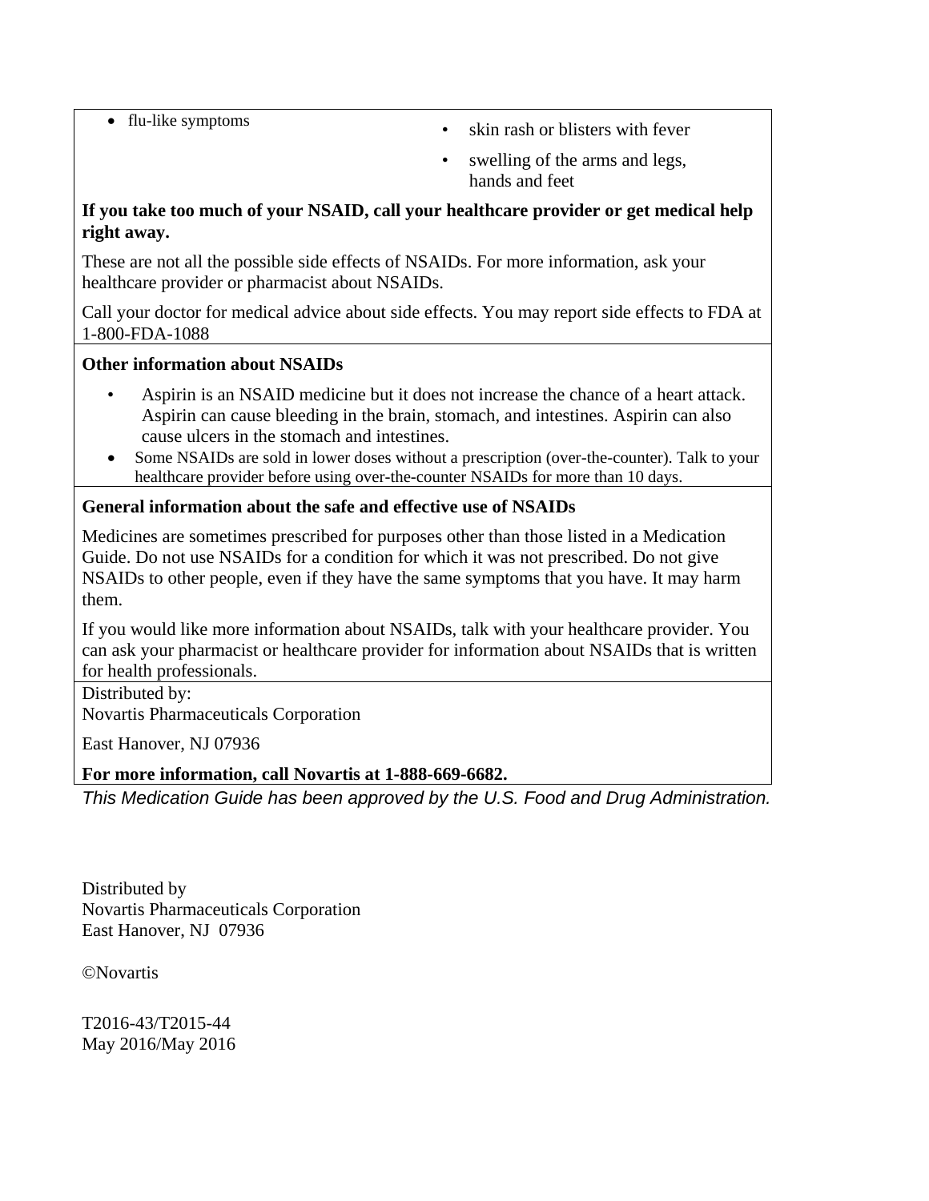- flu-like symptoms
- skin rash or blisters with fever
- swelling of the arms and legs, hands and feet

**If you take too much of your NSAID, call your healthcare provider or get medical help right away.**

These are not all the possible side effects of NSAIDs. For more information, ask your healthcare provider or pharmacist about NSAIDs.

Call your doctor for medical advice about side effects. You may report side effects to FDA at 1-800-FDA-1088

**Other information about NSAIDs**

- Aspirin is an NSAID medicine but it does not increase the chance of a heart attack. Aspirin can cause bleeding in the brain, stomach, and intestines. Aspirin can also cause ulcers in the stomach and intestines.
- Some NSAIDs are sold in lower doses without a prescription (over-the-counter). Talk to your healthcare provider before using over-the-counter NSAIDs for more than 10 days.

**General information about the safe and effective use of NSAIDs**

Medicines are sometimes prescribed for purposes other than those listed in a Medication Guide. Do not use NSAIDs for a condition for which it was not prescribed. Do not give NSAIDs to other people, even if they have the same symptoms that you have. It may harm them.

If you would like more information about NSAIDs, talk with your healthcare provider. You can ask your pharmacist or healthcare provider for information about NSAIDs that is written for health professionals.

Distributed by:
Novartis Pharmaceuticals Corporation

East Hanover, NJ 07936

**For more information, call Novartis at 1-888-669-6682.**

*This Medication Guide has been approved by the U.S. Food and Drug Administration.*

Distributed by
Novartis Pharmaceuticals Corporation
East Hanover, NJ 07936

©Novartis

T2016-43/T2015-44
May 2016/May 2016